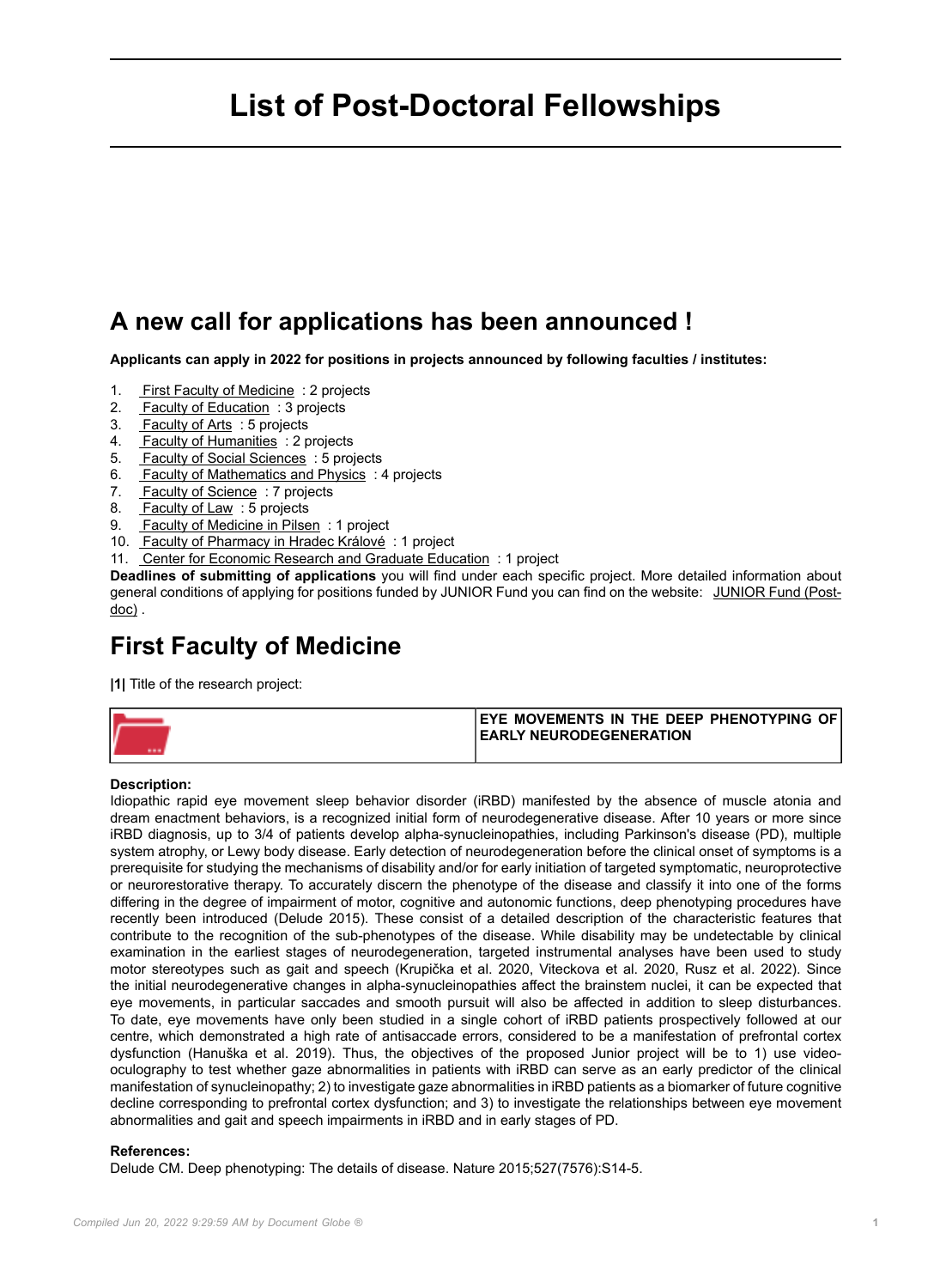# List of Post-Doctoral Fellowships

## A new call for applications has been announced !

**Applicants can apply in 2022 for positions in projects announced by following faculties / institutes:**

1. First Faculty of Medicine : 2 projects
2. Faculty of Education : 3 projects
3. Faculty of Arts : 5 projects
4. Faculty of Humanities : 2 projects
5. Faculty of Social Sciences : 5 projects
6. Faculty of Mathematics and Physics : 4 projects
7. Faculty of Science : 7 projects
8. Faculty of Law : 5 projects
9. Faculty of Medicine in Pilsen : 1 project
10. Faculty of Pharmacy in Hradec Králové : 1 project
11. Center for Economic Research and Graduate Education : 1 project

**Deadlines of submitting of applications** you will find under each specific project. More detailed information about general conditions of applying for positions funded by JUNIOR Fund you can find on the website: JUNIOR Fund (Post-doc) .

## First Faculty of Medicine

**|1|** Title of the research project:

| | **EYE MOVEMENTS IN THE DEEP PHENOTYPING OF EARLY NEURODEGENERATION** |
|---|---|

**Description:**

Idiopathic rapid eye movement sleep behavior disorder (iRBD) manifested by the absence of muscle atonia and dream enactment behaviors, is a recognized initial form of neurodegenerative disease. After 10 years or more since iRBD diagnosis, up to 3/4 of patients develop alpha-synucleinopathies, including Parkinson's disease (PD), multiple system atrophy, or Lewy body disease. Early detection of neurodegeneration before the clinical onset of symptoms is a prerequisite for studying the mechanisms of disability and/or for early initiation of targeted symptomatic, neuroprotective or neurorestorative therapy. To accurately discern the phenotype of the disease and classify it into one of the forms differing in the degree of impairment of motor, cognitive and autonomic functions, deep phenotyping procedures have recently been introduced (Delude 2015). These consist of a detailed description of the characteristic features that contribute to the recognition of the sub-phenotypes of the disease. While disability may be undetectable by clinical examination in the earliest stages of neurodegeneration, targeted instrumental analyses have been used to study motor stereotypes such as gait and speech (Krupička et al. 2020, Viteckova et al. 2020, Rusz et al. 2022). Since the initial neurodegenerative changes in alpha-synucleinopathies affect the brainstem nuclei, it can be expected that eye movements, in particular saccades and smooth pursuit will also be affected in addition to sleep disturbances. To date, eye movements have only been studied in a single cohort of iRBD patients prospectively followed at our centre, which demonstrated a high rate of antisaccade errors, considered to be a manifestation of prefrontal cortex dysfunction (Hanuška et al. 2019). Thus, the objectives of the proposed Junior project will be to 1) use video-oculography to test whether gaze abnormalities in patients with iRBD can serve as an early predictor of the clinical manifestation of synucleinopathy; 2) to investigate gaze abnormalities in iRBD patients as a biomarker of future cognitive decline corresponding to prefrontal cortex dysfunction; and 3) to investigate the relationships between eye movement abnormalities and gait and speech impairments in iRBD and in early stages of PD.

**References:**

Delude CM. Deep phenotyping: The details of disease. Nature 2015;527(7576):S14-5.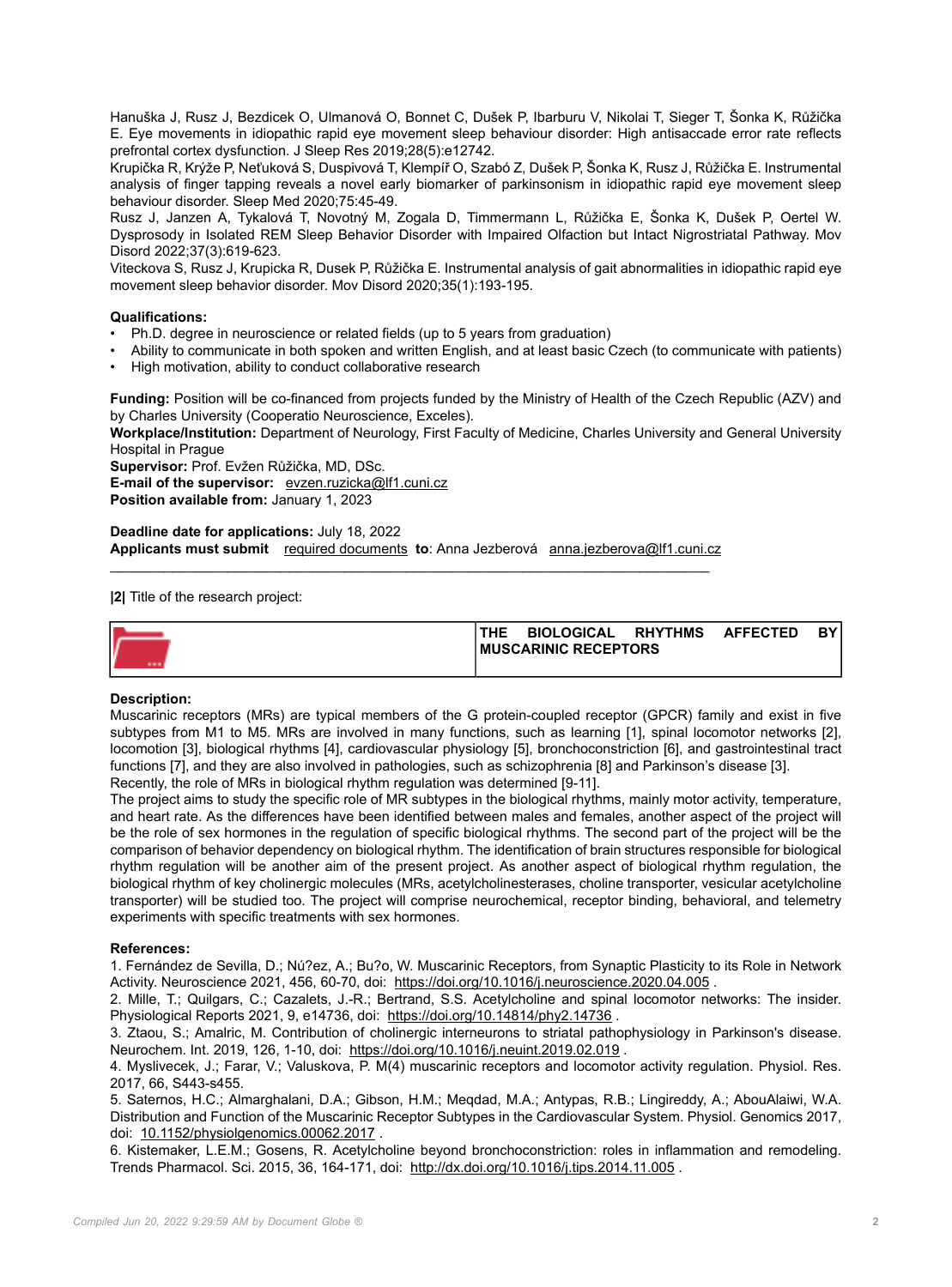Hanuška J, Rusz J, Bezdicek O, Ulmanová O, Bonnet C, Dušek P, Ibarburu V, Nikolai T, Sieger T, Šonka K, Růžička E. Eye movements in idiopathic rapid eye movement sleep behaviour disorder: High antisaccade error rate reflects prefrontal cortex dysfunction. J Sleep Res 2019;28(5):e12742.
Krupička R, Krýže P, Neťuková S, Duspivová T, Klempíř O, Szabó Z, Dušek P, Šonka K, Rusz J, Růžička E. Instrumental analysis of finger tapping reveals a novel early biomarker of parkinsonism in idiopathic rapid eye movement sleep behaviour disorder. Sleep Med 2020;75:45-49.
Rusz J, Janzen A, Tykalová T, Novotný M, Zogala D, Timmermann L, Růžička E, Šonka K, Dušek P, Oertel W. Dysprosody in Isolated REM Sleep Behavior Disorder with Impaired Olfaction but Intact Nigrostriatal Pathway. Mov Disord 2022;37(3):619-623.
Viteckova S, Rusz J, Krupicka R, Dusek P, Růžička E. Instrumental analysis of gait abnormalities in idiopathic rapid eye movement sleep behavior disorder. Mov Disord 2020;35(1):193-195.

**Qualifications:**

- Ph.D. degree in neuroscience or related fields (up to 5 years from graduation)
- Ability to communicate in both spoken and written English, and at least basic Czech (to communicate with patients)
- High motivation, ability to conduct collaborative research

**Funding:** Position will be co-financed from projects funded by the Ministry of Health of the Czech Republic (AZV) and by Charles University (Cooperatio Neuroscience, Exceles).
**Workplace/Institution:** Department of Neurology, First Faculty of Medicine, Charles University and General University Hospital in Prague
**Supervisor:** Prof. Evžen Růžička, MD, DSc.
**E-mail of the supervisor:** evzen.ruzicka@lf1.cuni.cz
**Position available from:** January 1, 2023

**Deadline date for applications:** July 18, 2022
**Applicants must submit** required documents **to**: Anna Jezberová anna.jezberova@lf1.cuni.cz

---

**|2|** Title of the research project:

| | **THE BIOLOGICAL RHYTHMS AFFECTED BY MUSCARINIC RECEPTORS** |
|---|---|

**Description:**
Muscarinic receptors (MRs) are typical members of the G protein-coupled receptor (GPCR) family and exist in five subtypes from M1 to M5. MRs are involved in many functions, such as learning [1], spinal locomotor networks [2], locomotion [3], biological rhythms [4], cardiovascular physiology [5], bronchoconstriction [6], and gastrointestinal tract functions [7], and they are also involved in pathologies, such as schizophrenia [8] and Parkinson's disease [3].
Recently, the role of MRs in biological rhythm regulation was determined [9-11].
The project aims to study the specific role of MR subtypes in the biological rhythms, mainly motor activity, temperature, and heart rate. As the differences have been identified between males and females, another aspect of the project will be the role of sex hormones in the regulation of specific biological rhythms. The second part of the project will be the comparison of behavior dependency on biological rhythm. The identification of brain structures responsible for biological rhythm regulation will be another aim of the present project. As another aspect of biological rhythm regulation, the biological rhythm of key cholinergic molecules (MRs, acetylcholinesterases, choline transporter, vesicular acetylcholine transporter) will be studied too. The project will comprise neurochemical, receptor binding, behavioral, and telemetry experiments with specific treatments with sex hormones.

**References:**
1. Fernández de Sevilla, D.; Nú?ez, A.; Bu?o, W. Muscarinic Receptors, from Synaptic Plasticity to its Role in Network Activity. Neuroscience 2021, 456, 60-70, doi: https://doi.org/10.1016/j.neuroscience.2020.04.005 .
2. Mille, T.; Quilgars, C.; Cazalets, J.-R.; Bertrand, S.S. Acetylcholine and spinal locomotor networks: The insider. Physiological Reports 2021, 9, e14736, doi: https://doi.org/10.14814/phy2.14736 .
3. Ztaou, S.; Amalric, M. Contribution of cholinergic interneurons to striatal pathophysiology in Parkinson's disease. Neurochem. Int. 2019, 126, 1-10, doi: https://doi.org/10.1016/j.neuint.2019.02.019 .
4. Myslivecek, J.; Farar, V.; Valuskova, P. M(4) muscarinic receptors and locomotor activity regulation. Physiol. Res. 2017, 66, S443-s455.
5. Saternos, H.C.; Almarghalani, D.A.; Gibson, H.M.; Meqdad, M.A.; Antypas, R.B.; Lingireddy, A.; AbouAlaiwi, W.A. Distribution and Function of the Muscarinic Receptor Subtypes in the Cardiovascular System. Physiol. Genomics 2017, doi: 10.1152/physiolgenomics.00062.2017 .
6. Kistemaker, L.E.M.; Gosens, R. Acetylcholine beyond bronchoconstriction: roles in inflammation and remodeling. Trends Pharmacol. Sci. 2015, 36, 164-171, doi: http://dx.doi.org/10.1016/j.tips.2014.11.005 .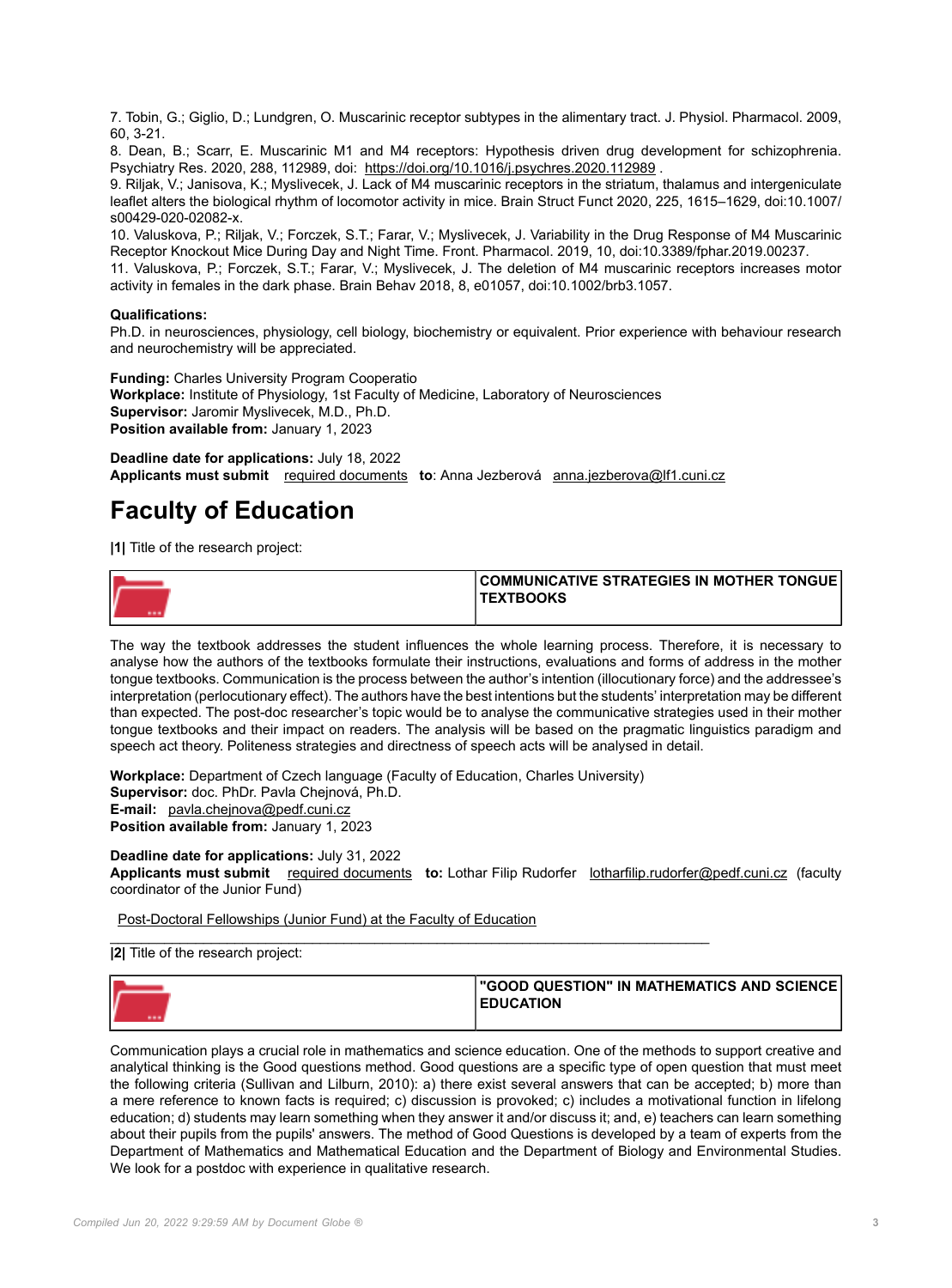7. Tobin, G.; Giglio, D.; Lundgren, O. Muscarinic receptor subtypes in the alimentary tract. J. Physiol. Pharmacol. 2009, 60, 3-21.
8. Dean, B.; Scarr, E. Muscarinic M1 and M4 receptors: Hypothesis driven drug development for schizophrenia. Psychiatry Res. 2020, 288, 112989, doi: https://doi.org/10.1016/j.psychres.2020.112989 .
9. Riljak, V.; Janisova, K.; Myslivecek, J. Lack of M4 muscarinic receptors in the striatum, thalamus and intergeniculate leaflet alters the biological rhythm of locomotor activity in mice. Brain Struct Funct 2020, 225, 1615–1629, doi:10.1007/s00429-020-02082-x.
10. Valuskova, P.; Riljak, V.; Forczek, S.T.; Farar, V.; Myslivecek, J. Variability in the Drug Response of M4 Muscarinic Receptor Knockout Mice During Day and Night Time. Front. Pharmacol. 2019, 10, doi:10.3389/fphar.2019.00237.
11. Valuskova, P.; Forczek, S.T.; Farar, V.; Myslivecek, J. The deletion of M4 muscarinic receptors increases motor activity in females in the dark phase. Brain Behav 2018, 8, e01057, doi:10.1002/brb3.1057.

**Qualifications:**
Ph.D. in neurosciences, physiology, cell biology, biochemistry or equivalent. Prior experience with behaviour research and neurochemistry will be appreciated.

**Funding:** Charles University Program Cooperatio
**Workplace:** Institute of Physiology, 1st Faculty of Medicine, Laboratory of Neurosciences
**Supervisor:** Jaromir Myslivecek, M.D., Ph.D.
**Position available from:** January 1, 2023

**Deadline date for applications:** July 18, 2022
**Applicants must submit** required documents **to**: Anna Jezberová anna.jezberova@lf1.cuni.cz

# Faculty of Education

**|1|** Title of the research project:

| | **COMMUNICATIVE STRATEGIES IN MOTHER TONGUE TEXTBOOKS** |
|---|---|

The way the textbook addresses the student influences the whole learning process. Therefore, it is necessary to analyse how the authors of the textbooks formulate their instructions, evaluations and forms of address in the mother tongue textbooks. Communication is the process between the author's intention (illocutionary force) and the addressee's interpretation (perlocutionary effect). The authors have the best intentions but the students' interpretation may be different than expected. The post-doc researcher's topic would be to analyse the communicative strategies used in their mother tongue textbooks and their impact on readers. The analysis will be based on the pragmatic linguistics paradigm and speech act theory. Politeness strategies and directness of speech acts will be analysed in detail.

**Workplace:** Department of Czech language (Faculty of Education, Charles University)
**Supervisor:** doc. PhDr. Pavla Chejnová, Ph.D.
**E-mail:** pavla.chejnova@pedf.cuni.cz
**Position available from:** January 1, 2023

**Deadline date for applications:** July 31, 2022
**Applicants must submit** required documents **to:** Lothar Filip Rudorfer lotharfilip.rudorfer@pedf.cuni.cz (faculty coordinator of the Junior Fund)

Post-Doctoral Fellowships (Junior Fund) at the Faculty of Education

---

**|2|** Title of the research project:

| | **"GOOD QUESTION" IN MATHEMATICS AND SCIENCE EDUCATION** |
|---|---|

Communication plays a crucial role in mathematics and science education. One of the methods to support creative and analytical thinking is the Good questions method. Good questions are a specific type of open question that must meet the following criteria (Sullivan and Lilburn, 2010): a) there exist several answers that can be accepted; b) more than a mere reference to known facts is required; c) discussion is provoked; c) includes a motivational function in lifelong education; d) students may learn something when they answer it and/or discuss it; and, e) teachers can learn something about their pupils from the pupils' answers. The method of Good Questions is developed by a team of experts from the Department of Mathematics and Mathematical Education and the Department of Biology and Environmental Studies. We look for a postdoc with experience in qualitative research.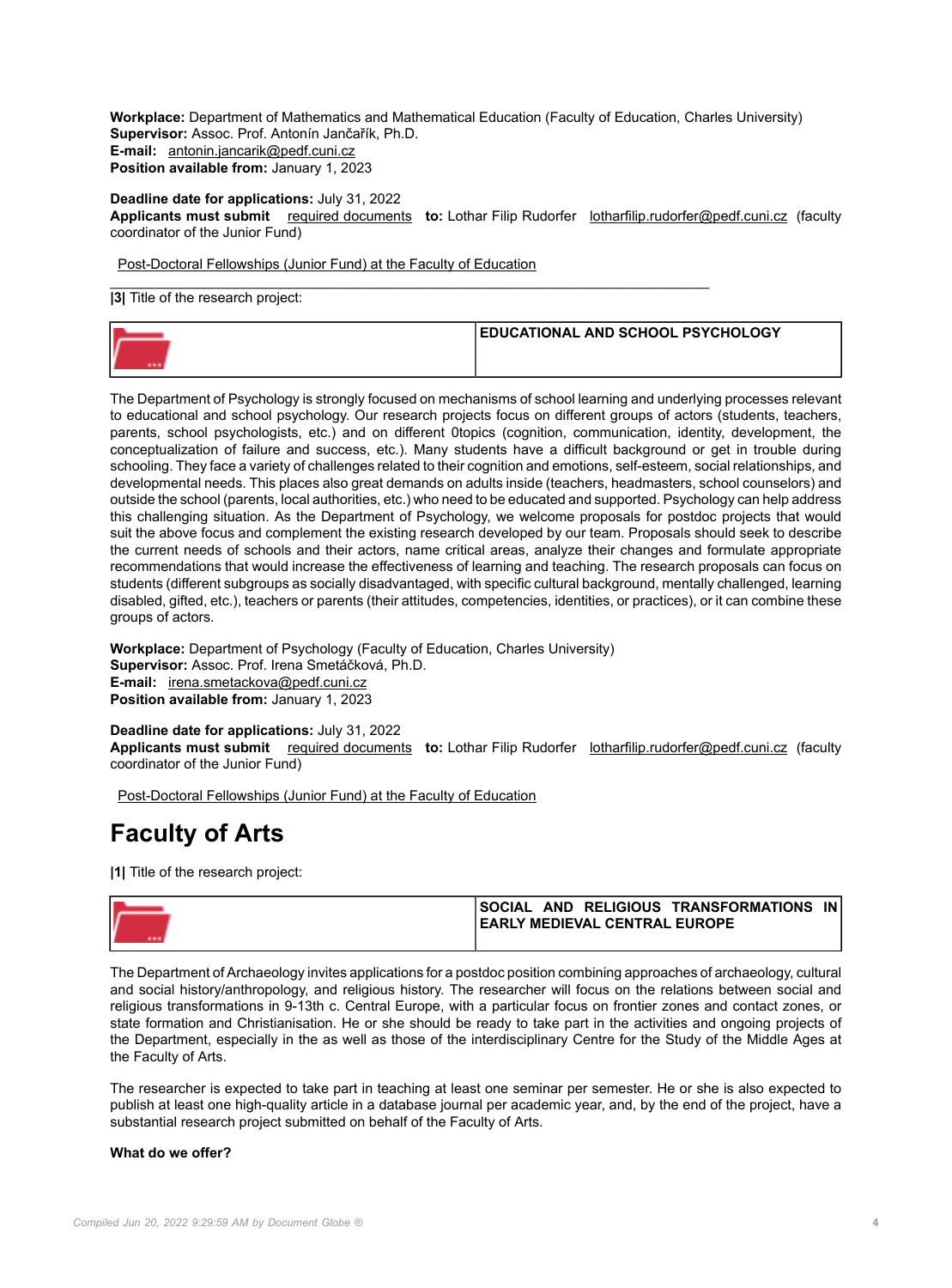**Workplace:** Department of Mathematics and Mathematical Education (Faculty of Education, Charles University)
**Supervisor:** Assoc. Prof. Antonín Jančařík, Ph.D.
**E-mail:** antonin.jancarik@pedf.cuni.cz
**Position available from:** January 1, 2023

**Deadline date for applications:** July 31, 2022
**Applicants must submit** required documents **to:** Lothar Filip Rudorfer lotharfilip.rudorfer@pedf.cuni.cz (faculty coordinator of the Junior Fund)

Post-Doctoral Fellowships (Junior Fund) at the Faculty of Education

---

**|3|** Title of the research project:

| | **EDUCATIONAL AND SCHOOL PSYCHOLOGY** |
|---|---|

The Department of Psychology is strongly focused on mechanisms of school learning and underlying processes relevant to educational and school psychology. Our research projects focus on different groups of actors (students, teachers, parents, school psychologists, etc.) and on different 0topics (cognition, communication, identity, development, the conceptualization of failure and success, etc.). Many students have a difficult background or get in trouble during schooling. They face a variety of challenges related to their cognition and emotions, self-esteem, social relationships, and developmental needs. This places also great demands on adults inside (teachers, headmasters, school counselors) and outside the school (parents, local authorities, etc.) who need to be educated and supported. Psychology can help address this challenging situation. As the Department of Psychology, we welcome proposals for postdoc projects that would suit the above focus and complement the existing research developed by our team. Proposals should seek to describe the current needs of schools and their actors, name critical areas, analyze their changes and formulate appropriate recommendations that would increase the effectiveness of learning and teaching. The research proposals can focus on students (different subgroups as socially disadvantaged, with specific cultural background, mentally challenged, learning disabled, gifted, etc.), teachers or parents (their attitudes, competencies, identities, or practices), or it can combine these groups of actors.

**Workplace:** Department of Psychology (Faculty of Education, Charles University)
**Supervisor:** Assoc. Prof. Irena Smetáčková, Ph.D.
**E-mail:** irena.smetackova@pedf.cuni.cz
**Position available from:** January 1, 2023

**Deadline date for applications:** July 31, 2022
**Applicants must submit** required documents **to:** Lothar Filip Rudorfer lotharfilip.rudorfer@pedf.cuni.cz (faculty coordinator of the Junior Fund)

Post-Doctoral Fellowships (Junior Fund) at the Faculty of Education

# Faculty of Arts

**|1|** Title of the research project:

| | **SOCIAL AND RELIGIOUS TRANSFORMATIONS IN EARLY MEDIEVAL CENTRAL EUROPE** |
|---|---|

The Department of Archaeology invites applications for a postdoc position combining approaches of archaeology, cultural and social history/anthropology, and religious history. The researcher will focus on the relations between social and religious transformations in 9-13th c. Central Europe, with a particular focus on frontier zones and contact zones, or state formation and Christianisation. He or she should be ready to take part in the activities and ongoing projects of the Department, especially in the as well as those of the interdisciplinary Centre for the Study of the Middle Ages at the Faculty of Arts.

The researcher is expected to take part in teaching at least one seminar per semester. He or she is also expected to publish at least one high-quality article in a database journal per academic year, and, by the end of the project, have a substantial research project submitted on behalf of the Faculty of Arts.

**What do we offer?**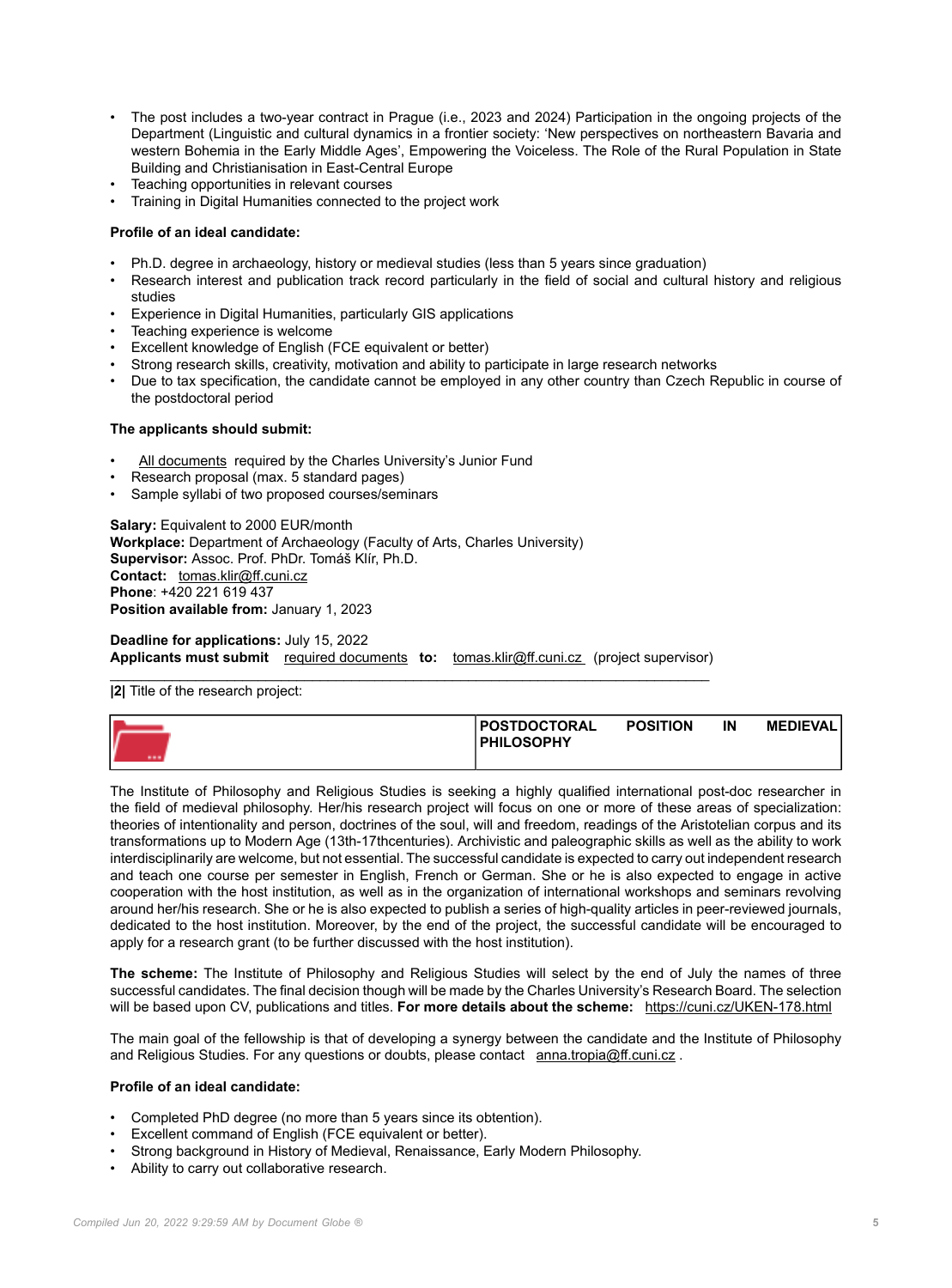- The post includes a two-year contract in Prague (i.e., 2023 and 2024) Participation in the ongoing projects of the Department (Linguistic and cultural dynamics in a frontier society: 'New perspectives on northeastern Bavaria and western Bohemia in the Early Middle Ages', Empowering the Voiceless. The Role of the Rural Population in State Building and Christianisation in East-Central Europe
- Teaching opportunities in relevant courses
- Training in Digital Humanities connected to the project work

**Profile of an ideal candidate:**

- Ph.D. degree in archaeology, history or medieval studies (less than 5 years since graduation)
- Research interest and publication track record particularly in the field of social and cultural history and religious studies
- Experience in Digital Humanities, particularly GIS applications
- Teaching experience is welcome
- Excellent knowledge of English (FCE equivalent or better)
- Strong research skills, creativity, motivation and ability to participate in large research networks
- Due to tax specification, the candidate cannot be employed in any other country than Czech Republic in course of the postdoctoral period

**The applicants should submit:**

- All documents required by the Charles University's Junior Fund
- Research proposal (max. 5 standard pages)
- Sample syllabi of two proposed courses/seminars

**Salary:** Equivalent to 2000 EUR/month
**Workplace:** Department of Archaeology (Faculty of Arts, Charles University)
**Supervisor:** Assoc. Prof. PhDr. Tomáš Klír, Ph.D.
**Contact:** tomas.klir@ff.cuni.cz
**Phone**: +420 221 619 437
**Position available from:** January 1, 2023

**Deadline for applications:** July 15, 2022
**Applicants must submit** required documents **to:** tomas.klir@ff.cuni.cz (project supervisor)

---

**|2|** Title of the research project:

| | **POSTDOCTORAL POSITION IN MEDIEVAL PHILOSOPHY** |
|---|---|

The Institute of Philosophy and Religious Studies is seeking a highly qualified international post-doc researcher in the field of medieval philosophy. Her/his research project will focus on one or more of these areas of specialization: theories of intentionality and person, doctrines of the soul, will and freedom, readings of the Aristotelian corpus and its transformations up to Modern Age (13th-17thcenturies). Archivistic and paleographic skills as well as the ability to work interdisciplinarily are welcome, but not essential. The successful candidate is expected to carry out independent research and teach one course per semester in English, French or German. She or he is also expected to engage in active cooperation with the host institution, as well as in the organization of international workshops and seminars revolving around her/his research. She or he is also expected to publish a series of high-quality articles in peer-reviewed journals, dedicated to the host institution. Moreover, by the end of the project, the successful candidate will be encouraged to apply for a research grant (to be further discussed with the host institution).

**The scheme:** The Institute of Philosophy and Religious Studies will select by the end of July the names of three successful candidates. The final decision though will be made by the Charles University's Research Board. The selection will be based upon CV, publications and titles. **For more details about the scheme:** https://cuni.cz/UKEN-178.html

The main goal of the fellowship is that of developing a synergy between the candidate and the Institute of Philosophy and Religious Studies. For any questions or doubts, please contact anna.tropia@ff.cuni.cz .

**Profile of an ideal candidate:**

- Completed PhD degree (no more than 5 years since its obtention).
- Excellent command of English (FCE equivalent or better).
- Strong background in History of Medieval, Renaissance, Early Modern Philosophy.
- Ability to carry out collaborative research.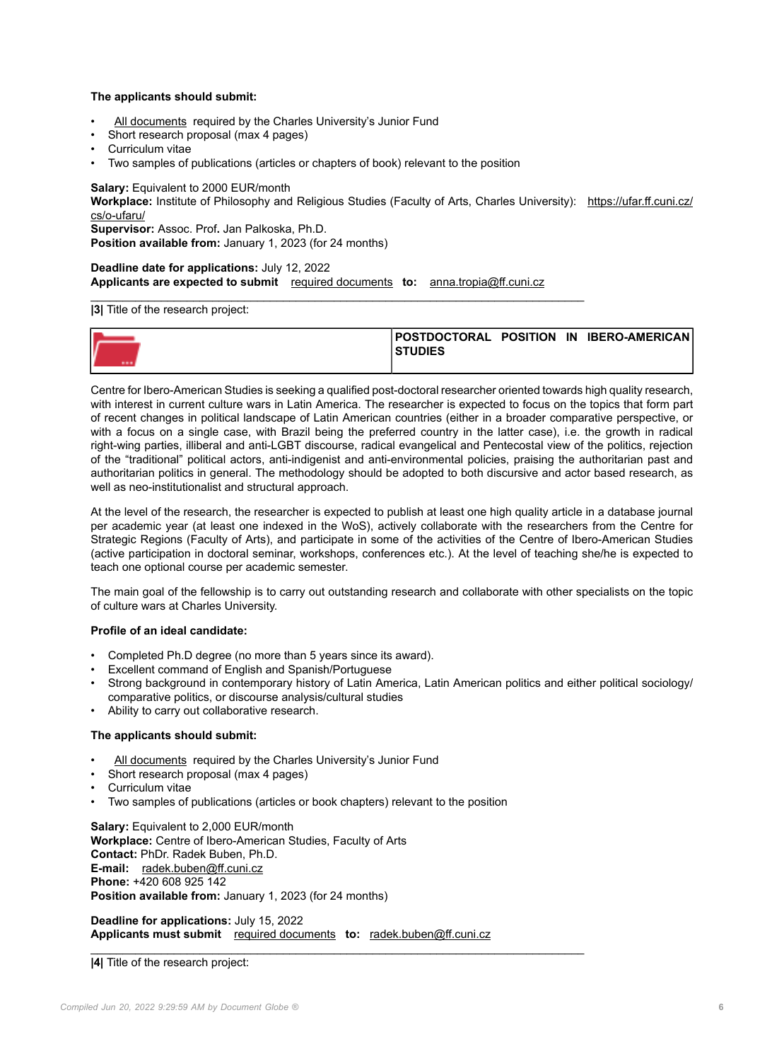**The applicants should submit:**

- All documents required by the Charles University's Junior Fund
- Short research proposal (max 4 pages)
- Curriculum vitae
- Two samples of publications (articles or chapters of book) relevant to the position

**Salary:** Equivalent to 2000 EUR/month
**Workplace:** Institute of Philosophy and Religious Studies (Faculty of Arts, Charles University): https://ufar.ff.cuni.cz/cs/o-ufaru/
**Supervisor:** Assoc. Prof. Jan Palkoska, Ph.D.
**Position available from:** January 1, 2023 (for 24 months)

**Deadline date for applications:** July 12, 2022
**Applicants are expected to submit** required documents **to:** anna.tropia@ff.cuni.cz

---

**|3|** Title of the research project:

## POSTDOCTORAL POSITION IN IBERO-AMERICAN STUDIES

Centre for Ibero-American Studies is seeking a qualified post-doctoral researcher oriented towards high quality research, with interest in current culture wars in Latin America. The researcher is expected to focus on the topics that form part of recent changes in political landscape of Latin American countries (either in a broader comparative perspective, or with a focus on a single case, with Brazil being the preferred country in the latter case), i.e. the growth in radical right-wing parties, illiberal and anti-LGBT discourse, radical evangelical and Pentecostal view of the politics, rejection of the "traditional" political actors, anti-indigenist and anti-environmental policies, praising the authoritarian past and authoritarian politics in general. The methodology should be adopted to both discursive and actor based research, as well as neo-institutionalist and structural approach.

At the level of the research, the researcher is expected to publish at least one high quality article in a database journal per academic year (at least one indexed in the WoS), actively collaborate with the researchers from the Centre for Strategic Regions (Faculty of Arts), and participate in some of the activities of the Centre of Ibero-American Studies (active participation in doctoral seminar, workshops, conferences etc.). At the level of teaching she/he is expected to teach one optional course per academic semester.

The main goal of the fellowship is to carry out outstanding research and collaborate with other specialists on the topic of culture wars at Charles University.

**Profile of an ideal candidate:**

- Completed Ph.D degree (no more than 5 years since its award).
- Excellent command of English and Spanish/Portuguese
- Strong background in contemporary history of Latin America, Latin American politics and either political sociology/ comparative politics, or discourse analysis/cultural studies
- Ability to carry out collaborative research.

**The applicants should submit:**

- All documents required by the Charles University's Junior Fund
- Short research proposal (max 4 pages)
- Curriculum vitae
- Two samples of publications (articles or book chapters) relevant to the position

**Salary:** Equivalent to 2,000 EUR/month
**Workplace:** Centre of Ibero-American Studies, Faculty of Arts
**Contact:** PhDr. Radek Buben, Ph.D.
**E-mail:** radek.buben@ff.cuni.cz
**Phone:** +420 608 925 142
**Position available from:** January 1, 2023 (for 24 months)

**Deadline for applications:** July 15, 2022
**Applicants must submit** required documents **to:** radek.buben@ff.cuni.cz

---

**|4|** Title of the research project: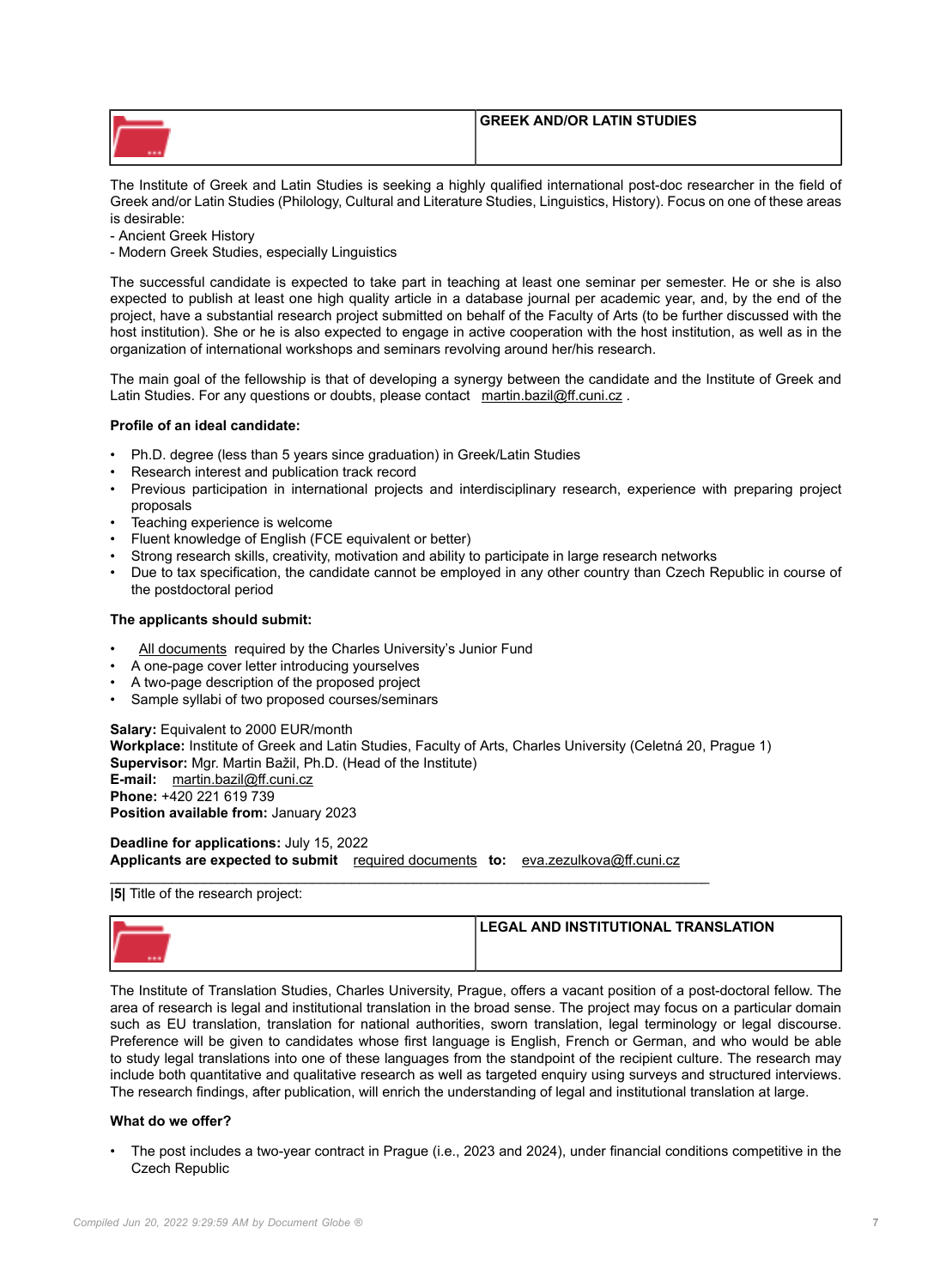## GREEK AND/OR LATIN STUDIES

The Institute of Greek and Latin Studies is seeking a highly qualified international post-doc researcher in the field of Greek and/or Latin Studies (Philology, Cultural and Literature Studies, Linguistics, History). Focus on one of these areas is desirable:

- Ancient Greek History
- Modern Greek Studies, especially Linguistics

The successful candidate is expected to take part in teaching at least one seminar per semester. He or she is also expected to publish at least one high quality article in a database journal per academic year, and, by the end of the project, have a substantial research project submitted on behalf of the Faculty of Arts (to be further discussed with the host institution). She or he is also expected to engage in active cooperation with the host institution, as well as in the organization of international workshops and seminars revolving around her/his research.

The main goal of the fellowship is that of developing a synergy between the candidate and the Institute of Greek and Latin Studies. For any questions or doubts, please contact martin.bazil@ff.cuni.cz .

**Profile of an ideal candidate:**

- Ph.D. degree (less than 5 years since graduation) in Greek/Latin Studies
- Research interest and publication track record
- Previous participation in international projects and interdisciplinary research, experience with preparing project proposals
- Teaching experience is welcome
- Fluent knowledge of English (FCE equivalent or better)
- Strong research skills, creativity, motivation and ability to participate in large research networks
- Due to tax specification, the candidate cannot be employed in any other country than Czech Republic in course of the postdoctoral period

**The applicants should submit:**

- All documents required by the Charles University's Junior Fund
- A one-page cover letter introducing yourselves
- A two-page description of the proposed project
- Sample syllabi of two proposed courses/seminars

**Salary:** Equivalent to 2000 EUR/month
**Workplace:** Institute of Greek and Latin Studies, Faculty of Arts, Charles University (Celetná 20, Prague 1)
**Supervisor:** Mgr. Martin Bažil, Ph.D. (Head of the Institute)
**E-mail:** martin.bazil@ff.cuni.cz
**Phone:** +420 221 619 739
**Position available from:** January 2023

**Deadline for applications:** July 15, 2022
**Applicants are expected to submit** required documents **to:** eva.zezulkova@ff.cuni.cz

---

**|5|** Title of the research project:

## LEGAL AND INSTITUTIONAL TRANSLATION

The Institute of Translation Studies, Charles University, Prague, offers a vacant position of a post-doctoral fellow. The area of research is legal and institutional translation in the broad sense. The project may focus on a particular domain such as EU translation, translation for national authorities, sworn translation, legal terminology or legal discourse. Preference will be given to candidates whose first language is English, French or German, and who would be able to study legal translations into one of these languages from the standpoint of the recipient culture. The research may include both quantitative and qualitative research as well as targeted enquiry using surveys and structured interviews. The research findings, after publication, will enrich the understanding of legal and institutional translation at large.

**What do we offer?**

- The post includes a two-year contract in Prague (i.e., 2023 and 2024), under financial conditions competitive in the Czech Republic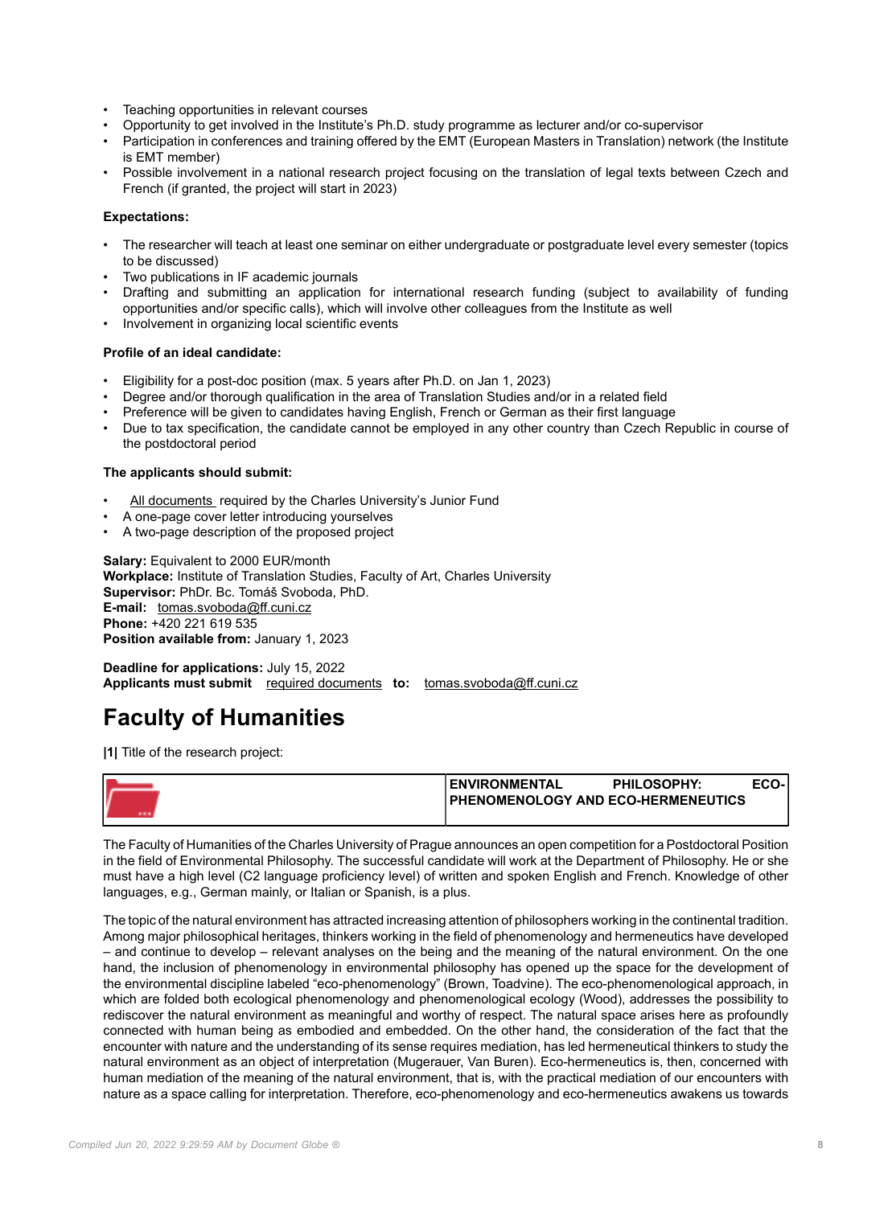- Teaching opportunities in relevant courses
- Opportunity to get involved in the Institute's Ph.D. study programme as lecturer and/or co-supervisor
- Participation in conferences and training offered by the EMT (European Masters in Translation) network (the Institute is EMT member)
- Possible involvement in a national research project focusing on the translation of legal texts between Czech and French (if granted, the project will start in 2023)

**Expectations:**

- The researcher will teach at least one seminar on either undergraduate or postgraduate level every semester (topics to be discussed)
- Two publications in IF academic journals
- Drafting and submitting an application for international research funding (subject to availability of funding opportunities and/or specific calls), which will involve other colleagues from the Institute as well
- Involvement in organizing local scientific events

**Profile of an ideal candidate:**

- Eligibility for a post-doc position (max. 5 years after Ph.D. on Jan 1, 2023)
- Degree and/or thorough qualification in the area of Translation Studies and/or in a related field
- Preference will be given to candidates having English, French or German as their first language
- Due to tax specification, the candidate cannot be employed in any other country than Czech Republic in course of the postdoctoral period

**The applicants should submit:**

- All documents required by the Charles University's Junior Fund
- A one-page cover letter introducing yourselves
- A two-page description of the proposed project

**Salary:** Equivalent to 2000 EUR/month
**Workplace:** Institute of Translation Studies, Faculty of Art, Charles University
**Supervisor:** PhDr. Bc. Tomáš Svoboda, PhD.
**E-mail:** tomas.svoboda@ff.cuni.cz
**Phone:** +420 221 619 535
**Position available from:** January 1, 2023

**Deadline for applications:** July 15, 2022
**Applicants must submit** required documents **to:** tomas.svoboda@ff.cuni.cz

# Faculty of Humanities

**|1|** Title of the research project:

| | ENVIRONMENTAL PHILOSOPHY: ECO-PHENOMENOLOGY AND ECO-HERMENEUTICS |
|---|---|

The Faculty of Humanities of the Charles University of Prague announces an open competition for a Postdoctoral Position in the field of Environmental Philosophy. The successful candidate will work at the Department of Philosophy. He or she must have a high level (C2 language proficiency level) of written and spoken English and French. Knowledge of other languages, e.g., German mainly, or Italian or Spanish, is a plus.

The topic of the natural environment has attracted increasing attention of philosophers working in the continental tradition. Among major philosophical heritages, thinkers working in the field of phenomenology and hermeneutics have developed – and continue to develop – relevant analyses on the being and the meaning of the natural environment. On the one hand, the inclusion of phenomenology in environmental philosophy has opened up the space for the development of the environmental discipline labeled "eco-phenomenology" (Brown, Toadvine). The eco-phenomenological approach, in which are folded both ecological phenomenology and phenomenological ecology (Wood), addresses the possibility to rediscover the natural environment as meaningful and worthy of respect. The natural space arises here as profoundly connected with human being as embodied and embedded. On the other hand, the consideration of the fact that the encounter with nature and the understanding of its sense requires mediation, has led hermeneutical thinkers to study the natural environment as an object of interpretation (Mugerauer, Van Buren). Eco-hermeneutics is, then, concerned with human mediation of the meaning of the natural environment, that is, with the practical mediation of our encounters with nature as a space calling for interpretation. Therefore, eco-phenomenology and eco-hermeneutics awakens us towards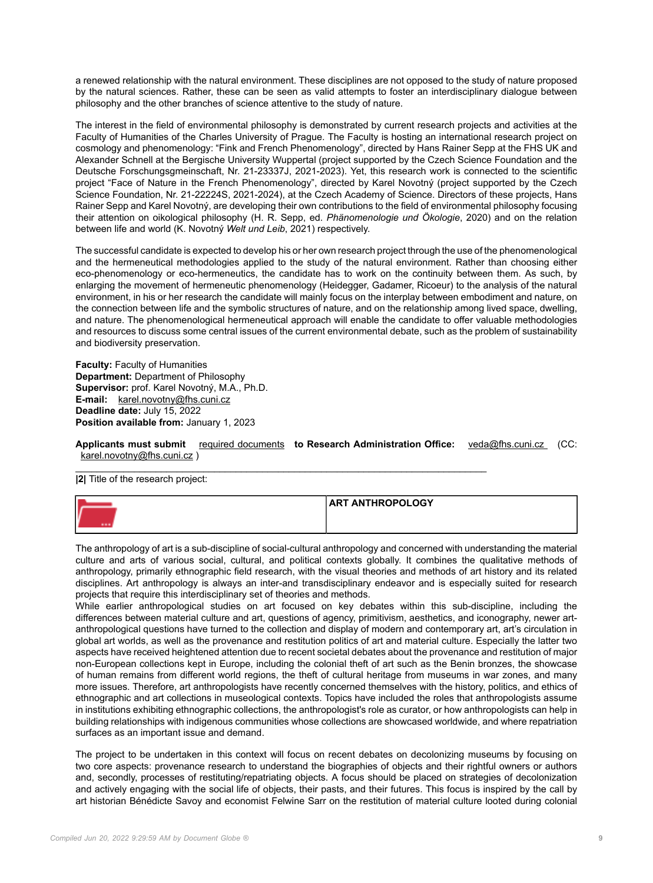a renewed relationship with the natural environment. These disciplines are not opposed to the study of nature proposed by the natural sciences. Rather, these can be seen as valid attempts to foster an interdisciplinary dialogue between philosophy and the other branches of science attentive to the study of nature.

The interest in the field of environmental philosophy is demonstrated by current research projects and activities at the Faculty of Humanities of the Charles University of Prague. The Faculty is hosting an international research project on cosmology and phenomenology: "Fink and French Phenomenology", directed by Hans Rainer Sepp at the FHS UK and Alexander Schnell at the Bergische University Wuppertal (project supported by the Czech Science Foundation and the Deutsche Forschungsgmeinschaft, Nr. 21-23337J, 2021-2023). Yet, this research work is connected to the scientific project "Face of Nature in the French Phenomenology", directed by Karel Novotný (project supported by the Czech Science Foundation, Nr. 21-22224S, 2021-2024), at the Czech Academy of Science. Directors of these projects, Hans Rainer Sepp and Karel Novotný, are developing their own contributions to the field of environmental philosophy focusing their attention on oikological philosophy (H. R. Sepp, ed. *Phänomenologie und Ökologie*, 2020) and on the relation between life and world (K. Novotný *Welt und Leib*, 2021) respectively.

The successful candidate is expected to develop his or her own research project through the use of the phenomenological and the hermeneutical methodologies applied to the study of the natural environment. Rather than choosing either eco-phenomenology or eco-hermeneutics, the candidate has to work on the continuity between them. As such, by enlarging the movement of hermeneutic phenomenology (Heidegger, Gadamer, Ricoeur) to the analysis of the natural environment, in his or her research the candidate will mainly focus on the interplay between embodiment and nature, on the connection between life and the symbolic structures of nature, and on the relationship among lived space, dwelling, and nature. The phenomenological hermeneutical approach will enable the candidate to offer valuable methodologies and resources to discuss some central issues of the current environmental debate, such as the problem of sustainability and biodiversity preservation.

**Faculty:** Faculty of Humanities
**Department:** Department of Philosophy
**Supervisor:** prof. Karel Novotný, M.A., Ph.D.
**E-mail:** karel.novotny@fhs.cuni.cz
**Deadline date:** July 15, 2022
**Position available from:** January 1, 2023

**Applicants must submit** required documents **to Research Administration Office:** veda@fhs.cuni.cz (CC: karel.novotny@fhs.cuni.cz )

---

**|2|** Title of the research project:

| | **ART ANTHROPOLOGY** |
|---|---|

The anthropology of art is a sub-discipline of social-cultural anthropology and concerned with understanding the material culture and arts of various social, cultural, and political contexts globally. It combines the qualitative methods of anthropology, primarily ethnographic field research, with the visual theories and methods of art history and its related disciplines. Art anthropology is always an inter-and transdisciplinary endeavor and is especially suited for research projects that require this interdisciplinary set of theories and methods.

While earlier anthropological studies on art focused on key debates within this sub-discipline, including the differences between material culture and art, questions of agency, primitivism, aesthetics, and iconography, newer art-anthropological questions have turned to the collection and display of modern and contemporary art, art's circulation in global art worlds, as well as the provenance and restitution politics of art and material culture. Especially the latter two aspects have received heightened attention due to recent societal debates about the provenance and restitution of major non-European collections kept in Europe, including the colonial theft of art such as the Benin bronzes, the showcase of human remains from different world regions, the theft of cultural heritage from museums in war zones, and many more issues. Therefore, art anthropologists have recently concerned themselves with the history, politics, and ethics of ethnographic and art collections in museological contexts. Topics have included the roles that anthropologists assume in institutions exhibiting ethnographic collections, the anthropologist's role as curator, or how anthropologists can help in building relationships with indigenous communities whose collections are showcased worldwide, and where repatriation surfaces as an important issue and demand.

The project to be undertaken in this context will focus on recent debates on decolonizing museums by focusing on two core aspects: provenance research to understand the biographies of objects and their rightful owners or authors and, secondly, processes of restituting/repatriating objects. A focus should be placed on strategies of decolonization and actively engaging with the social life of objects, their pasts, and their futures. This focus is inspired by the call by art historian Bénédicte Savoy and economist Felwine Sarr on the restitution of material culture looted during colonial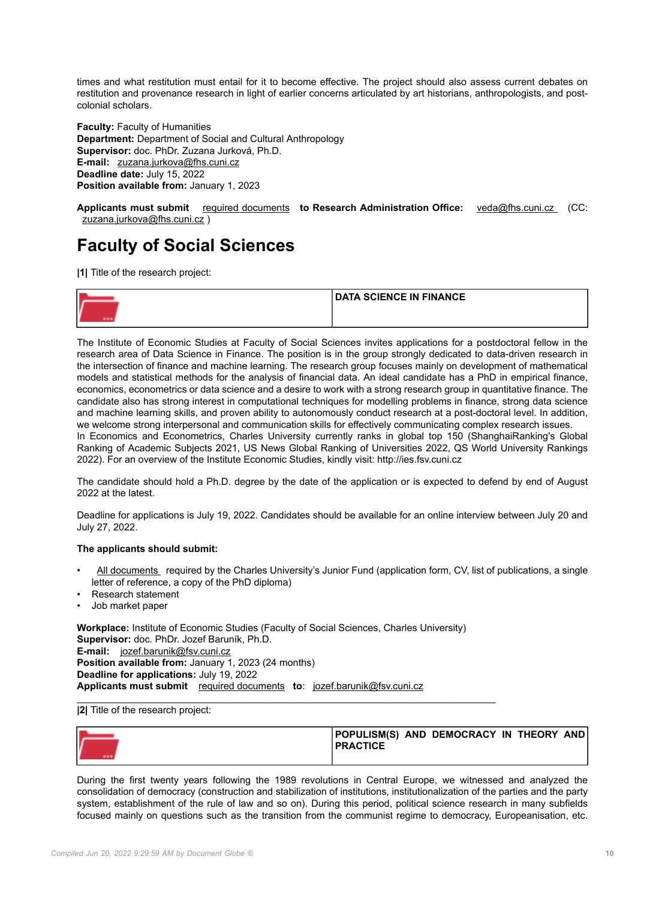times and what restitution must entail for it to become effective. The project should also assess current debates on restitution and provenance research in light of earlier concerns articulated by art historians, anthropologists, and post-colonial scholars.

**Faculty:** Faculty of Humanities
**Department:** Department of Social and Cultural Anthropology
**Supervisor:** doc. PhDr. Zuzana Jurková, Ph.D.
**E-mail:** zuzana.jurkova@fhs.cuni.cz
**Deadline date:** July 15, 2022
**Position available from:** January 1, 2023

**Applicants must submit** required documents **to Research Administration Office:** veda@fhs.cuni.cz (CC: zuzana.jurkova@fhs.cuni.cz )

## Faculty of Social Sciences

**|1|** Title of the research project:

| | **DATA SCIENCE IN FINANCE** |
|---|---|

The Institute of Economic Studies at Faculty of Social Sciences invites applications for a postdoctoral fellow in the research area of Data Science in Finance. The position is in the group strongly dedicated to data-driven research in the intersection of finance and machine learning. The research group focuses mainly on development of mathematical models and statistical methods for the analysis of financial data. An ideal candidate has a PhD in empirical finance, economics, econometrics or data science and a desire to work with a strong research group in quantitative finance. The candidate also has strong interest in computational techniques for modelling problems in finance, strong data science and machine learning skills, and proven ability to autonomously conduct research at a post-doctoral level. In addition, we welcome strong interpersonal and communication skills for effectively communicating complex research issues.
In Economics and Econometrics, Charles University currently ranks in global top 150 (ShanghaiRanking's Global Ranking of Academic Subjects 2021, US News Global Ranking of Universities 2022, QS World University Rankings 2022). For an overview of the Institute Economic Studies, kindly visit: http://ies.fsv.cuni.cz

The candidate should hold a Ph.D. degree by the date of the application or is expected to defend by end of August 2022 at the latest.

Deadline for applications is July 19, 2022. Candidates should be available for an online interview between July 20 and July 27, 2022.

**The applicants should submit:**

- All documents required by the Charles University's Junior Fund (application form, CV, list of publications, a single letter of reference, a copy of the PhD diploma)
- Research statement
- Job market paper

**Workplace:** Institute of Economic Studies (Faculty of Social Sciences, Charles University)
**Supervisor:** doc. PhDr. Jozef Baruník, Ph.D.
**E-mail:** jozef.barunik@fsv.cuni.cz
**Position available from:** January 1, 2023 (24 months)
**Deadline for applications:** July 19, 2022
**Applicants must submit** required documents **to**: jozef.barunik@fsv.cuni.cz

---

**|2|** Title of the research project:

| | **POPULISM(S) AND DEMOCRACY IN THEORY AND PRACTICE** |
|---|---|

During the first twenty years following the 1989 revolutions in Central Europe, we witnessed and analyzed the consolidation of democracy (construction and stabilization of institutions, institutionalization of the parties and the party system, establishment of the rule of law and so on). During this period, political science research in many subfields focused mainly on questions such as the transition from the communist regime to democracy, Europeanisation, etc.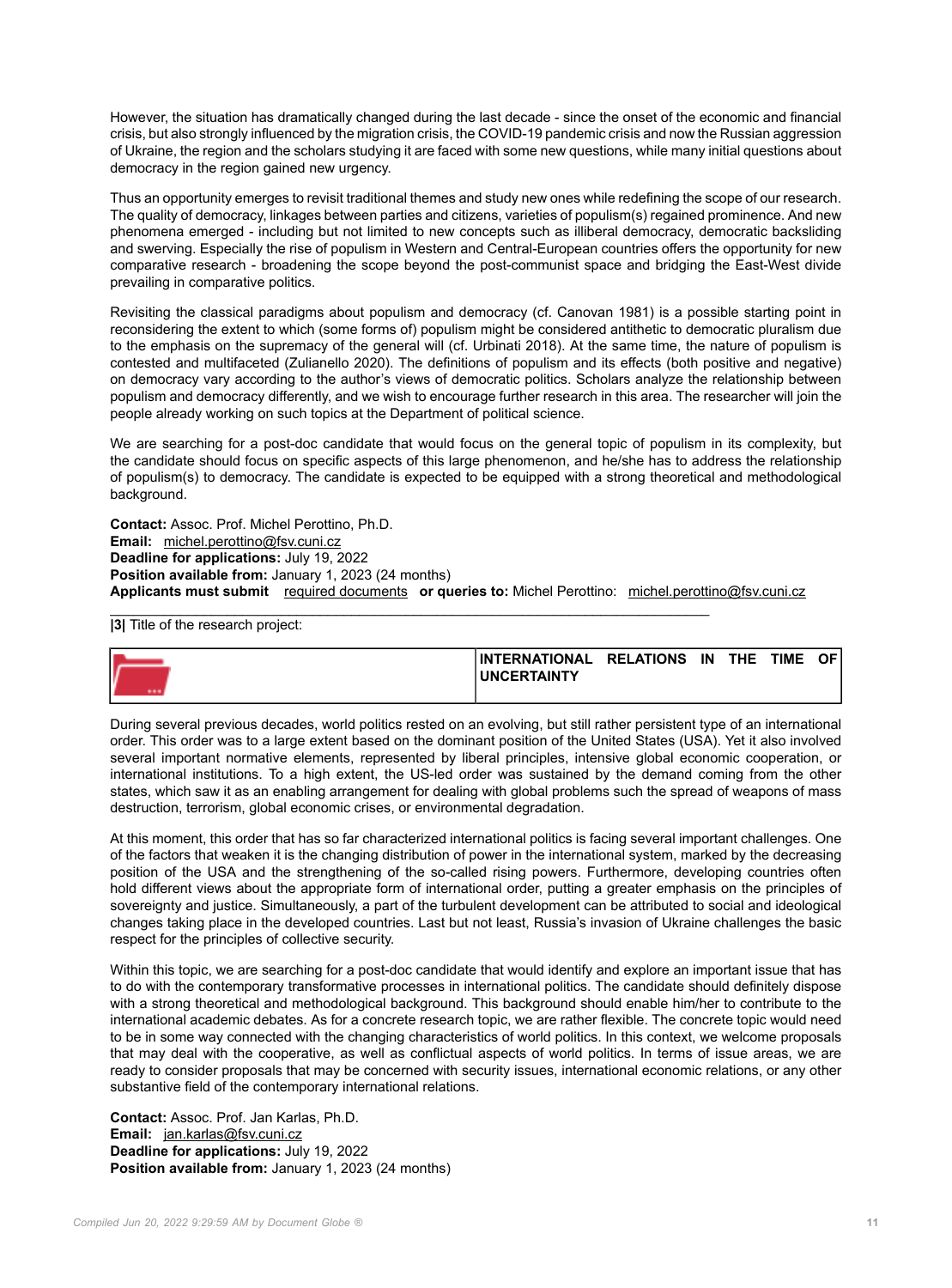However, the situation has dramatically changed during the last decade - since the onset of the economic and financial crisis, but also strongly influenced by the migration crisis, the COVID-19 pandemic crisis and now the Russian aggression of Ukraine, the region and the scholars studying it are faced with some new questions, while many initial questions about democracy in the region gained new urgency.

Thus an opportunity emerges to revisit traditional themes and study new ones while redefining the scope of our research. The quality of democracy, linkages between parties and citizens, varieties of populism(s) regained prominence. And new phenomena emerged - including but not limited to new concepts such as illiberal democracy, democratic backsliding and swerving. Especially the rise of populism in Western and Central-European countries offers the opportunity for new comparative research - broadening the scope beyond the post-communist space and bridging the East-West divide prevailing in comparative politics.

Revisiting the classical paradigms about populism and democracy (cf. Canovan 1981) is a possible starting point in reconsidering the extent to which (some forms of) populism might be considered antithetic to democratic pluralism due to the emphasis on the supremacy of the general will (cf. Urbinati 2018). At the same time, the nature of populism is contested and multifaceted (Zulianello 2020). The definitions of populism and its effects (both positive and negative) on democracy vary according to the author's views of democratic politics. Scholars analyze the relationship between populism and democracy differently, and we wish to encourage further research in this area. The researcher will join the people already working on such topics at the Department of political science.

We are searching for a post-doc candidate that would focus on the general topic of populism in its complexity, but the candidate should focus on specific aspects of this large phenomenon, and he/she has to address the relationship of populism(s) to democracy. The candidate is expected to be equipped with a strong theoretical and methodological background.

**Contact:** Assoc. Prof. Michel Perottino, Ph.D.
**Email:** michel.perottino@fsv.cuni.cz
**Deadline for applications:** July 19, 2022
**Position available from:** January 1, 2023 (24 months)
**Applicants must submit** required documents **or queries to:** Michel Perottino: michel.perottino@fsv.cuni.cz

---

**|3|** Title of the research project:

**INTERNATIONAL RELATIONS IN THE TIME OF UNCERTAINTY**

During several previous decades, world politics rested on an evolving, but still rather persistent type of an international order. This order was to a large extent based on the dominant position of the United States (USA). Yet it also involved several important normative elements, represented by liberal principles, intensive global economic cooperation, or international institutions. To a high extent, the US-led order was sustained by the demand coming from the other states, which saw it as an enabling arrangement for dealing with global problems such the spread of weapons of mass destruction, terrorism, global economic crises, or environmental degradation.

At this moment, this order that has so far characterized international politics is facing several important challenges. One of the factors that weaken it is the changing distribution of power in the international system, marked by the decreasing position of the USA and the strengthening of the so-called rising powers. Furthermore, developing countries often hold different views about the appropriate form of international order, putting a greater emphasis on the principles of sovereignty and justice. Simultaneously, a part of the turbulent development can be attributed to social and ideological changes taking place in the developed countries. Last but not least, Russia's invasion of Ukraine challenges the basic respect for the principles of collective security.

Within this topic, we are searching for a post-doc candidate that would identify and explore an important issue that has to do with the contemporary transformative processes in international politics. The candidate should definitely dispose with a strong theoretical and methodological background. This background should enable him/her to contribute to the international academic debates. As for a concrete research topic, we are rather flexible. The concrete topic would need to be in some way connected with the changing characteristics of world politics. In this context, we welcome proposals that may deal with the cooperative, as well as conflictual aspects of world politics. In terms of issue areas, we are ready to consider proposals that may be concerned with security issues, international economic relations, or any other substantive field of the contemporary international relations.

**Contact:** Assoc. Prof. Jan Karlas, Ph.D.
**Email:** jan.karlas@fsv.cuni.cz
**Deadline for applications:** July 19, 2022
**Position available from:** January 1, 2023 (24 months)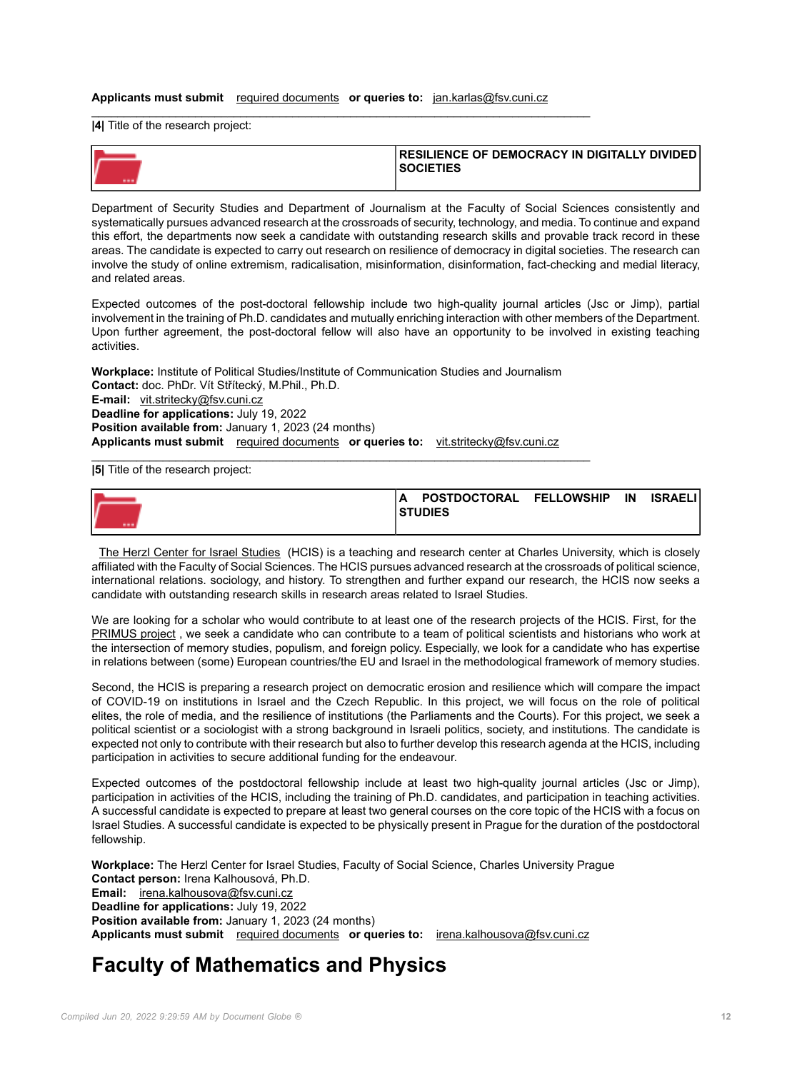**Applicants must submit** required documents **or queries to:** jan.karlas@fsv.cuni.cz

---

**|4|** Title of the research project:

| | **RESILIENCE OF DEMOCRACY IN DIGITALLY DIVIDED SOCIETIES** |
|---|---|

Department of Security Studies and Department of Journalism at the Faculty of Social Sciences consistently and systematically pursues advanced research at the crossroads of security, technology, and media. To continue and expand this effort, the departments now seek a candidate with outstanding research skills and provable track record in these areas. The candidate is expected to carry out research on resilience of democracy in digital societies. The research can involve the study of online extremism, radicalisation, misinformation, disinformation, fact-checking and medial literacy, and related areas.

Expected outcomes of the post-doctoral fellowship include two high-quality journal articles (Jsc or Jimp), partial involvement in the training of Ph.D. candidates and mutually enriching interaction with other members of the Department. Upon further agreement, the post-doctoral fellow will also have an opportunity to be involved in existing teaching activities.

**Workplace:** Institute of Political Studies/Institute of Communication Studies and Journalism
**Contact:** doc. PhDr. Vít Střítecký, M.Phil., Ph.D.
**E-mail:** vit.stritecky@fsv.cuni.cz
**Deadline for applications:** July 19, 2022
**Position available from:** January 1, 2023 (24 months)
**Applicants must submit** required documents **or queries to:** vit.stritecky@fsv.cuni.cz

---

**|5|** Title of the research project:

| | **A POSTDOCTORAL FELLOWSHIP IN ISRAELI STUDIES** |
|---|---|

The Herzl Center for Israel Studies (HCIS) is a teaching and research center at Charles University, which is closely affiliated with the Faculty of Social Sciences. The HCIS pursues advanced research at the crossroads of political science, international relations. sociology, and history. To strengthen and further expand our research, the HCIS now seeks a candidate with outstanding research skills in research areas related to Israel Studies.

We are looking for a scholar who would contribute to at least one of the research projects of the HCIS. First, for the PRIMUS project , we seek a candidate who can contribute to a team of political scientists and historians who work at the intersection of memory studies, populism, and foreign policy. Especially, we look for a candidate who has expertise in relations between (some) European countries/the EU and Israel in the methodological framework of memory studies.

Second, the HCIS is preparing a research project on democratic erosion and resilience which will compare the impact of COVID-19 on institutions in Israel and the Czech Republic. In this project, we will focus on the role of political elites, the role of media, and the resilience of institutions (the Parliaments and the Courts). For this project, we seek a political scientist or a sociologist with a strong background in Israeli politics, society, and institutions. The candidate is expected not only to contribute with their research but also to further develop this research agenda at the HCIS, including participation in activities to secure additional funding for the endeavour.

Expected outcomes of the postdoctoral fellowship include at least two high-quality journal articles (Jsc or Jimp), participation in activities of the HCIS, including the training of Ph.D. candidates, and participation in teaching activities. A successful candidate is expected to prepare at least two general courses on the core topic of the HCIS with a focus on Israel Studies. A successful candidate is expected to be physically present in Prague for the duration of the postdoctoral fellowship.

**Workplace:** The Herzl Center for Israel Studies, Faculty of Social Science, Charles University Prague
**Contact person:** Irena Kalhousová, Ph.D.
**Email:** irena.kalhousova@fsv.cuni.cz
**Deadline for applications:** July 19, 2022
**Position available from:** January 1, 2023 (24 months)
**Applicants must submit** required documents **or queries to:** irena.kalhousova@fsv.cuni.cz

# Faculty of Mathematics and Physics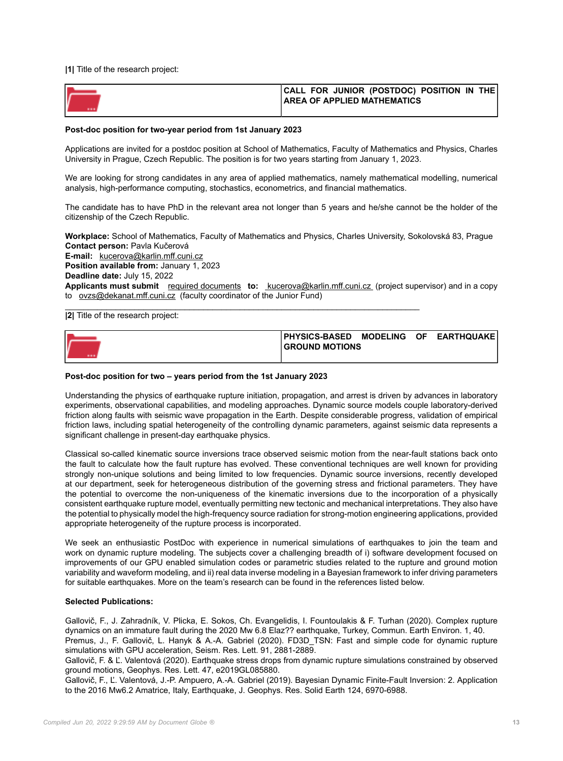**|1|** Title of the research project:

| | **CALL FOR JUNIOR (POSTDOC) POSITION IN THE AREA OF APPLIED MATHEMATICS** |
|---|---|

**Post-doc position for two-year period from 1st January 2023**

Applications are invited for a postdoc position at School of Mathematics, Faculty of Mathematics and Physics, Charles University in Prague, Czech Republic. The position is for two years starting from January 1, 2023.

We are looking for strong candidates in any area of applied mathematics, namely mathematical modelling, numerical analysis, high-performance computing, stochastics, econometrics, and financial mathematics.

The candidate has to have PhD in the relevant area not longer than 5 years and he/she cannot be the holder of the citizenship of the Czech Republic.

**Workplace:** School of Mathematics, Faculty of Mathematics and Physics, Charles University, Sokolovská 83, Prague
**Contact person:** Pavla Kučerová
**E-mail:** kucerova@karlin.mff.cuni.cz
**Position available from:** January 1, 2023
**Deadline date:** July 15, 2022
**Applicants must submit** required documents **to:** kucerova@karlin.mff.cuni.cz (project supervisor) and in a copy to ovzs@dekanat.mff.cuni.cz (faculty coordinator of the Junior Fund)

---

**|2|** Title of the research project:

| | **PHYSICS-BASED MODELING OF EARTHQUAKE GROUND MOTIONS** |
|---|---|

**Post-doc position for two – years period from the 1st January 2023**

Understanding the physics of earthquake rupture initiation, propagation, and arrest is driven by advances in laboratory experiments, observational capabilities, and modeling approaches. Dynamic source models couple laboratory-derived friction along faults with seismic wave propagation in the Earth. Despite considerable progress, validation of empirical friction laws, including spatial heterogeneity of the controlling dynamic parameters, against seismic data represents a significant challenge in present-day earthquake physics.

Classical so-called kinematic source inversions trace observed seismic motion from the near-fault stations back onto the fault to calculate how the fault rupture has evolved. These conventional techniques are well known for providing strongly non-unique solutions and being limited to low frequencies. Dynamic source inversions, recently developed at our department, seek for heterogeneous distribution of the governing stress and frictional parameters. They have the potential to overcome the non-uniqueness of the kinematic inversions due to the incorporation of a physically consistent earthquake rupture model, eventually permitting new tectonic and mechanical interpretations. They also have the potential to physically model the high-frequency source radiation for strong-motion engineering applications, provided appropriate heterogeneity of the rupture process is incorporated.

We seek an enthusiastic PostDoc with experience in numerical simulations of earthquakes to join the team and work on dynamic rupture modeling. The subjects cover a challenging breadth of i) software development focused on improvements of our GPU enabled simulation codes or parametric studies related to the rupture and ground motion variability and waveform modeling, and ii) real data inverse modeling in a Bayesian framework to infer driving parameters for suitable earthquakes. More on the team's research can be found in the references listed below.

**Selected Publications:**

Gallovič, F., J. Zahradník, V. Plicka, E. Sokos, Ch. Evangelidis, I. Fountoulakis & F. Turhan (2020). Complex rupture dynamics on an immature fault during the 2020 Mw 6.8 Elaz?? earthquake, Turkey, Commun. Earth Environ. 1, 40.
Premus, J., F. Gallovič, L. Hanyk & A.-A. Gabriel (2020). FD3D_TSN: Fast and simple code for dynamic rupture simulations with GPU acceleration, Seism. Res. Lett. 91, 2881-2889.
Gallovič, F. & Ľ. Valentová (2020). Earthquake stress drops from dynamic rupture simulations constrained by observed ground motions, Geophys. Res. Lett. 47, e2019GL085880.
Gallovič, F., Ľ. Valentová, J.-P. Ampuero, A.-A. Gabriel (2019). Bayesian Dynamic Finite-Fault Inversion: 2. Application to the 2016 Mw6.2 Amatrice, Italy, Earthquake, J. Geophys. Res. Solid Earth 124, 6970-6988.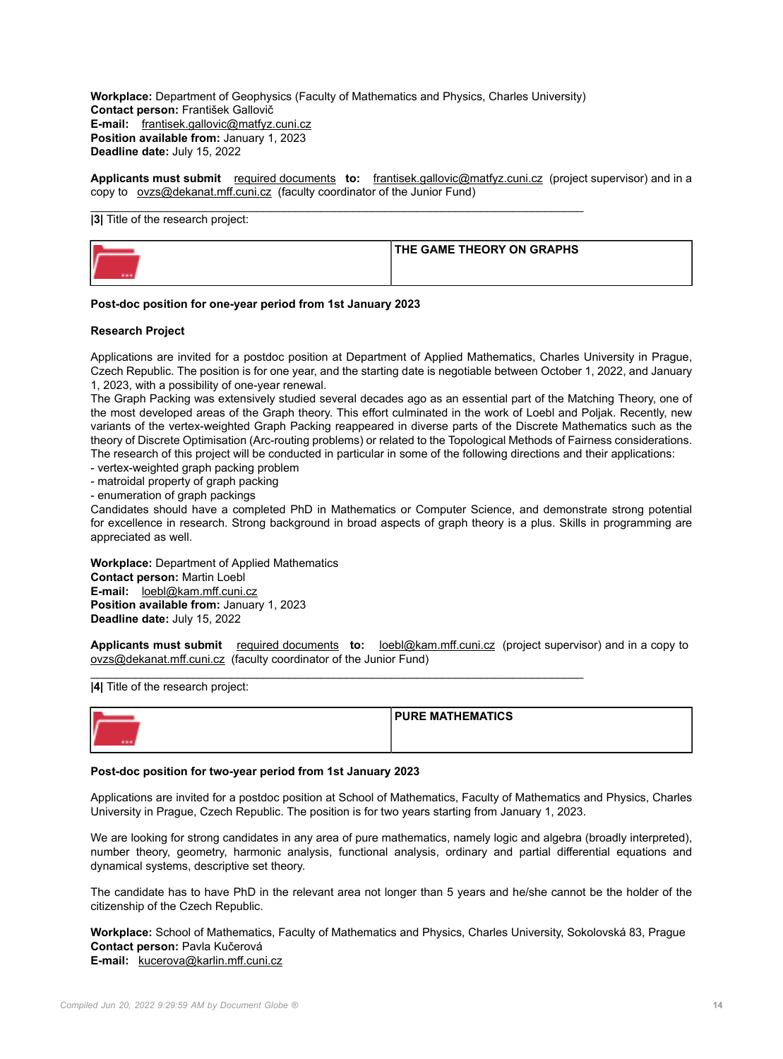**Workplace:** Department of Geophysics (Faculty of Mathematics and Physics, Charles University)
**Contact person:** František Gallovič
**E-mail:** frantisek.gallovic@matfyz.cuni.cz
**Position available from:** January 1, 2023
**Deadline date:** July 15, 2022

**Applicants must submit** required documents **to:** frantisek.gallovic@matfyz.cuni.cz (project supervisor) and in a copy to ovzs@dekanat.mff.cuni.cz (faculty coordinator of the Junior Fund)

---

**|3|** Title of the research project:

| | **THE GAME THEORY ON GRAPHS** |
|---|---|

**Post-doc position for one-year period from 1st January 2023**

**Research Project**

Applications are invited for a postdoc position at Department of Applied Mathematics, Charles University in Prague, Czech Republic. The position is for one year, and the starting date is negotiable between October 1, 2022, and January 1, 2023, with a possibility of one-year renewal.
The Graph Packing was extensively studied several decades ago as an essential part of the Matching Theory, one of the most developed areas of the Graph theory. This effort culminated in the work of Loebl and Poljak. Recently, new variants of the vertex-weighted Graph Packing reappeared in diverse parts of the Discrete Mathematics such as the theory of Discrete Optimisation (Arc-routing problems) or related to the Topological Methods of Fairness considerations. The research of this project will be conducted in particular in some of the following directions and their applications:
- vertex-weighted graph packing problem
- matroidal property of graph packing
- enumeration of graph packings

Candidates should have a completed PhD in Mathematics or Computer Science, and demonstrate strong potential for excellence in research. Strong background in broad aspects of graph theory is a plus. Skills in programming are appreciated as well.

**Workplace:** Department of Applied Mathematics
**Contact person:** Martin Loebl
**E-mail:** loebl@kam.mff.cuni.cz
**Position available from:** January 1, 2023
**Deadline date:** July 15, 2022

**Applicants must submit** required documents **to:** loebl@kam.mff.cuni.cz (project supervisor) and in a copy to ovzs@dekanat.mff.cuni.cz (faculty coordinator of the Junior Fund)

---

**|4|** Title of the research project:

| | **PURE MATHEMATICS** |
|---|---|

**Post-doc position for two-year period from 1st January 2023**

Applications are invited for a postdoc position at School of Mathematics, Faculty of Mathematics and Physics, Charles University in Prague, Czech Republic. The position is for two years starting from January 1, 2023.

We are looking for strong candidates in any area of pure mathematics, namely logic and algebra (broadly interpreted), number theory, geometry, harmonic analysis, functional analysis, ordinary and partial differential equations and dynamical systems, descriptive set theory.

The candidate has to have PhD in the relevant area not longer than 5 years and he/she cannot be the holder of the citizenship of the Czech Republic.

**Workplace:** School of Mathematics, Faculty of Mathematics and Physics, Charles University, Sokolovská 83, Prague
**Contact person:** Pavla Kučerová
**E-mail:** kucerova@karlin.mff.cuni.cz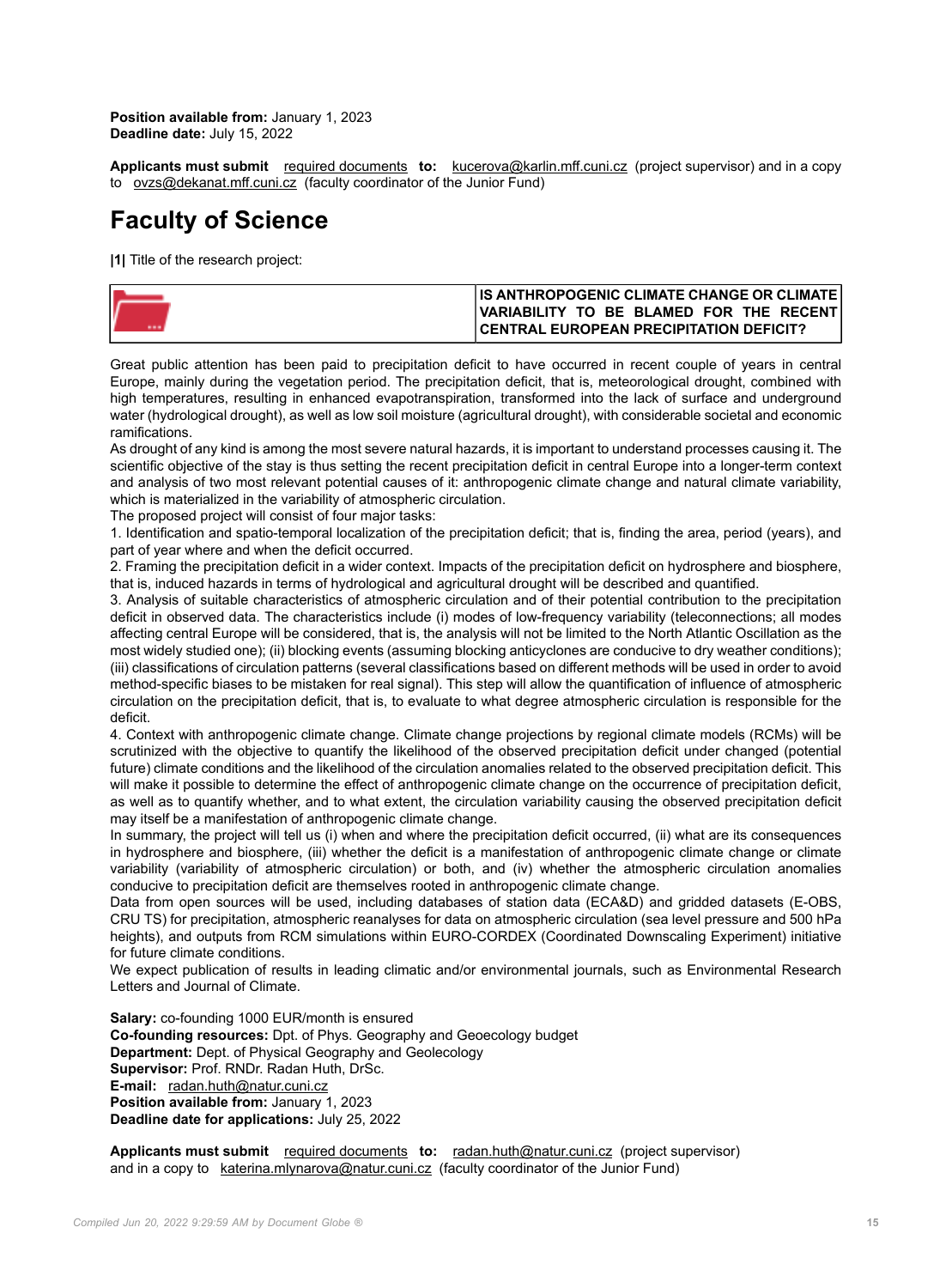**Position available from:** January 1, 2023
**Deadline date:** July 15, 2022

**Applicants must submit** required documents **to:** kucerova@karlin.mff.cuni.cz (project supervisor) and in a copy to ovzs@dekanat.mff.cuni.cz (faculty coordinator of the Junior Fund)

# Faculty of Science

**|1|** Title of the research project:

| | **IS ANTHROPOGENIC CLIMATE CHANGE OR CLIMATE VARIABILITY TO BE BLAMED FOR THE RECENT CENTRAL EUROPEAN PRECIPITATION DEFICIT?** |
|---|---|

Great public attention has been paid to precipitation deficit to have occurred in recent couple of years in central Europe, mainly during the vegetation period. The precipitation deficit, that is, meteorological drought, combined with high temperatures, resulting in enhanced evapotranspiration, transformed into the lack of surface and underground water (hydrological drought), as well as low soil moisture (agricultural drought), with considerable societal and economic ramifications.

As drought of any kind is among the most severe natural hazards, it is important to understand processes causing it. The scientific objective of the stay is thus setting the recent precipitation deficit in central Europe into a longer-term context and analysis of two most relevant potential causes of it: anthropogenic climate change and natural climate variability, which is materialized in the variability of atmospheric circulation.

The proposed project will consist of four major tasks:

1. Identification and spatio-temporal localization of the precipitation deficit; that is, finding the area, period (years), and part of year where and when the deficit occurred.
2. Framing the precipitation deficit in a wider context. Impacts of the precipitation deficit on hydrosphere and biosphere, that is, induced hazards in terms of hydrological and agricultural drought will be described and quantified.
3. Analysis of suitable characteristics of atmospheric circulation and of their potential contribution to the precipitation deficit in observed data. The characteristics include (i) modes of low-frequency variability (teleconnections; all modes affecting central Europe will be considered, that is, the analysis will not be limited to the North Atlantic Oscillation as the most widely studied one); (ii) blocking events (assuming blocking anticyclones are conducive to dry weather conditions); (iii) classifications of circulation patterns (several classifications based on different methods will be used in order to avoid method-specific biases to be mistaken for real signal). This step will allow the quantification of influence of atmospheric circulation on the precipitation deficit, that is, to evaluate to what degree atmospheric circulation is responsible for the deficit.
4. Context with anthropogenic climate change. Climate change projections by regional climate models (RCMs) will be scrutinized with the objective to quantify the likelihood of the observed precipitation deficit under changed (potential future) climate conditions and the likelihood of the circulation anomalies related to the observed precipitation deficit. This will make it possible to determine the effect of anthropogenic climate change on the occurrence of precipitation deficit, as well as to quantify whether, and to what extent, the circulation variability causing the observed precipitation deficit may itself be a manifestation of anthropogenic climate change.

In summary, the project will tell us (i) when and where the precipitation deficit occurred, (ii) what are its consequences in hydrosphere and biosphere, (iii) whether the deficit is a manifestation of anthropogenic climate change or climate variability (variability of atmospheric circulation) or both, and (iv) whether the atmospheric circulation anomalies conducive to precipitation deficit are themselves rooted in anthropogenic climate change.

Data from open sources will be used, including databases of station data (ECA&D) and gridded datasets (E-OBS, CRU TS) for precipitation, atmospheric reanalyses for data on atmospheric circulation (sea level pressure and 500 hPa heights), and outputs from RCM simulations within EURO-CORDEX (Coordinated Downscaling Experiment) initiative for future climate conditions.

We expect publication of results in leading climatic and/or environmental journals, such as Environmental Research Letters and Journal of Climate.

**Salary:** co-founding 1000 EUR/month is ensured
**Co-founding resources:** Dpt. of Phys. Geography and Geoecology budget
**Department:** Dept. of Physical Geography and Geolecology
**Supervisor:** Prof. RNDr. Radan Huth, DrSc.
**E-mail:** radan.huth@natur.cuni.cz
**Position available from:** January 1, 2023
**Deadline date for applications:** July 25, 2022

**Applicants must submit** required documents **to:** radan.huth@natur.cuni.cz (project supervisor) and in a copy to katerina.mlynarova@natur.cuni.cz (faculty coordinator of the Junior Fund)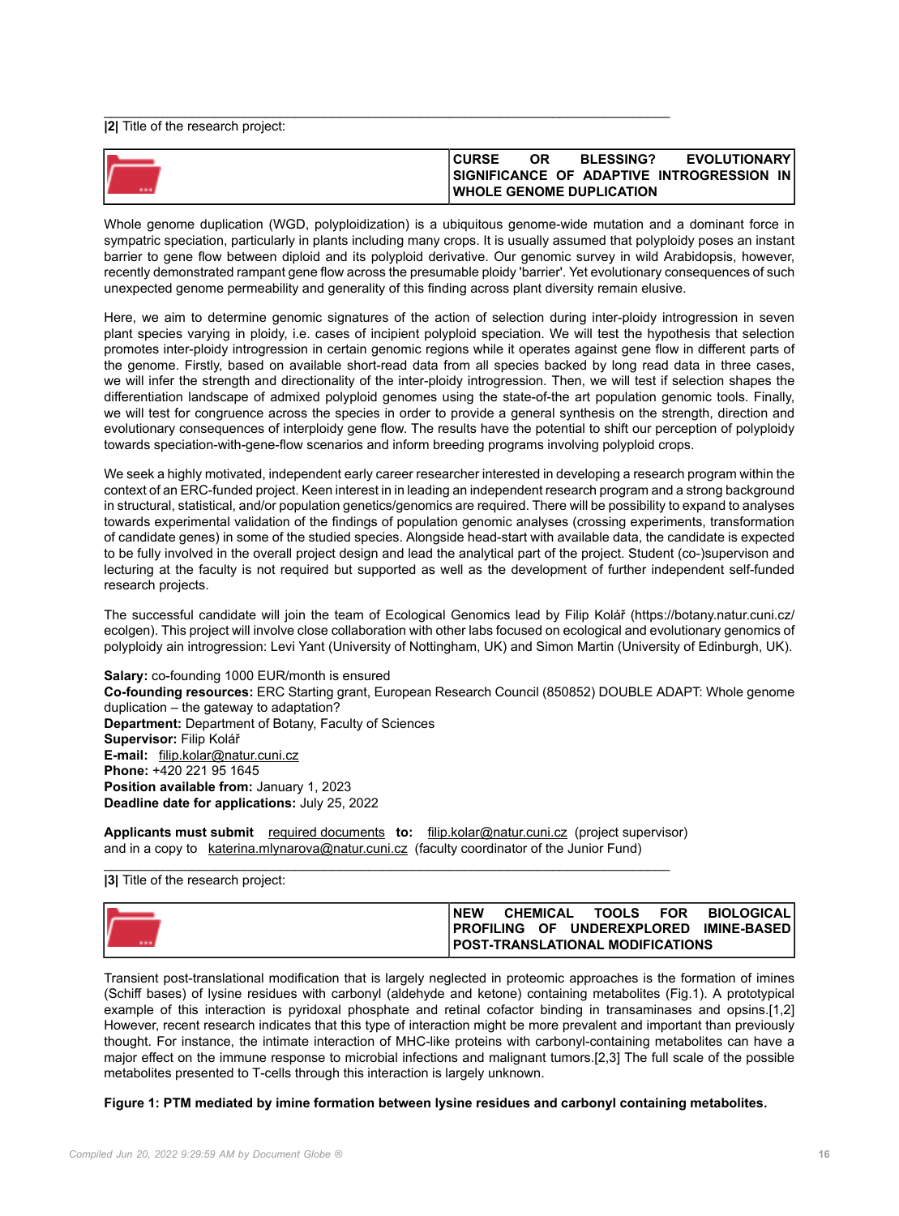**|2|** Title of the research project:

| | **CURSE OR BLESSING? EVOLUTIONARY SIGNIFICANCE OF ADAPTIVE INTROGRESSION IN WHOLE GENOME DUPLICATION** |
|---|---|

Whole genome duplication (WGD, polyploidization) is a ubiquitous genome-wide mutation and a dominant force in sympatric speciation, particularly in plants including many crops. It is usually assumed that polyploidy poses an instant barrier to gene flow between diploid and its polyploid derivative. Our genomic survey in wild Arabidopsis, however, recently demonstrated rampant gene flow across the presumable ploidy 'barrier'. Yet evolutionary consequences of such unexpected genome permeability and generality of this finding across plant diversity remain elusive.

Here, we aim to determine genomic signatures of the action of selection during inter-ploidy introgression in seven plant species varying in ploidy, i.e. cases of incipient polyploid speciation. We will test the hypothesis that selection promotes inter-ploidy introgression in certain genomic regions while it operates against gene flow in different parts of the genome. Firstly, based on available short-read data from all species backed by long read data in three cases, we will infer the strength and directionality of the inter-ploidy introgression. Then, we will test if selection shapes the differentiation landscape of admixed polyploid genomes using the state-of-the art population genomic tools. Finally, we will test for congruence across the species in order to provide a general synthesis on the strength, direction and evolutionary consequences of interploidy gene flow. The results have the potential to shift our perception of polyploidy towards speciation-with-gene-flow scenarios and inform breeding programs involving polyploid crops.

We seek a highly motivated, independent early career researcher interested in developing a research program within the context of an ERC-funded project. Keen interest in in leading an independent research program and a strong background in structural, statistical, and/or population genetics/genomics are required. There will be possibility to expand to analyses towards experimental validation of the findings of population genomic analyses (crossing experiments, transformation of candidate genes) in some of the studied species. Alongside head-start with available data, the candidate is expected to be fully involved in the overall project design and lead the analytical part of the project. Student (co-)supervison and lecturing at the faculty is not required but supported as well as the development of further independent self-funded research projects.

The successful candidate will join the team of Ecological Genomics lead by Filip Kolář (https://botany.natur.cuni.cz/ecolgen). This project will involve close collaboration with other labs focused on ecological and evolutionary genomics of polyploidy ain introgression: Levi Yant (University of Nottingham, UK) and Simon Martin (University of Edinburgh, UK).

**Salary:** co-founding 1000 EUR/month is ensured
**Co-founding resources:** ERC Starting grant, European Research Council (850852) DOUBLE ADAPT: Whole genome duplication – the gateway to adaptation?
**Department:** Department of Botany, Faculty of Sciences
**Supervisor:** Filip Kolář
**E-mail:** filip.kolar@natur.cuni.cz
**Phone:** +420 221 95 1645
**Position available from:** January 1, 2023
**Deadline date for applications:** July 25, 2022

**Applicants must submit** required documents **to:** filip.kolar@natur.cuni.cz (project supervisor) and in a copy to katerina.mlynarova@natur.cuni.cz (faculty coordinator of the Junior Fund)

**|3|** Title of the research project:

| | **NEW CHEMICAL TOOLS FOR BIOLOGICAL PROFILING OF UNDEREXPLORED IMINE-BASED POST-TRANSLATIONAL MODIFICATIONS** |
|---|---|

Transient post-translational modification that is largely neglected in proteomic approaches is the formation of imines (Schiff bases) of lysine residues with carbonyl (aldehyde and ketone) containing metabolites (Fig.1). A prototypical example of this interaction is pyridoxal phosphate and retinal cofactor binding in transaminases and opsins.[1,2] However, recent research indicates that this type of interaction might be more prevalent and important than previously thought. For instance, the intimate interaction of MHC-like proteins with carbonyl-containing metabolites can have a major effect on the immune response to microbial infections and malignant tumors.[2,3] The full scale of the possible metabolites presented to T-cells through this interaction is largely unknown.

**Figure 1: PTM mediated by imine formation between lysine residues and carbonyl containing metabolites.**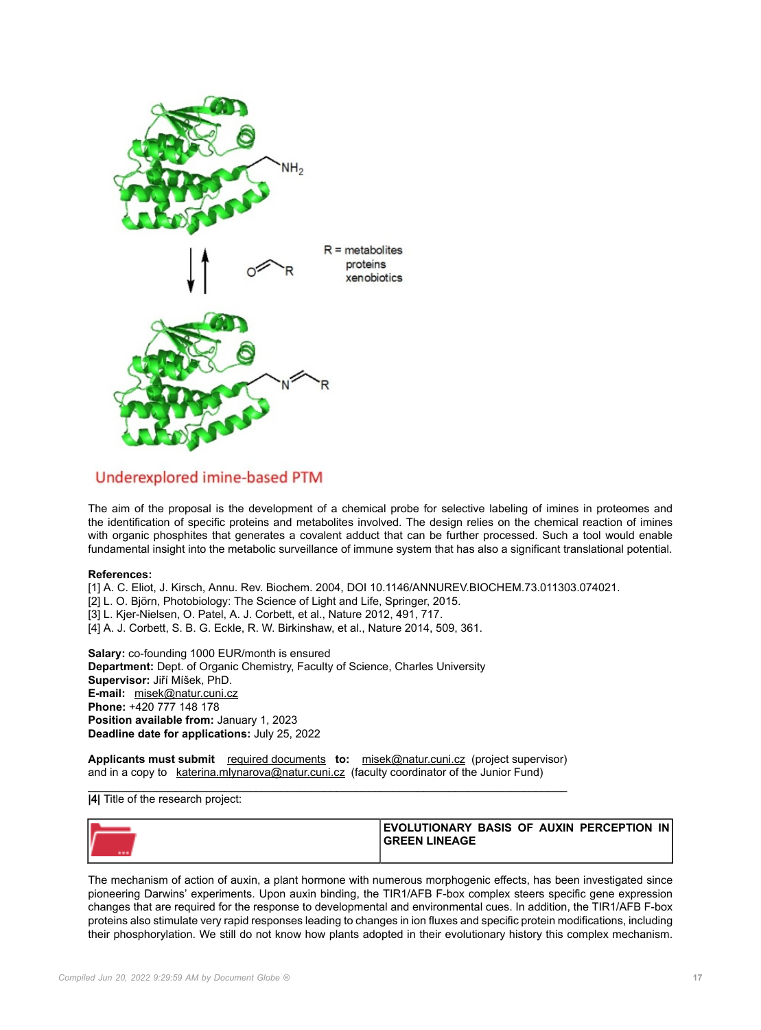Underexplored imine-based PTM

The aim of the proposal is the development of a chemical probe for selective labeling of imines in proteomes and the identification of specific proteins and metabolites involved. The design relies on the chemical reaction of imines with organic phosphites that generates a covalent adduct that can be further processed. Such a tool would enable fundamental insight into the metabolic surveillance of immune system that has also a significant translational potential.

**References:**
[1] A. C. Eliot, J. Kirsch, Annu. Rev. Biochem. 2004, DOI 10.1146/ANNUREV.BIOCHEM.73.011303.074021.
[2] L. O. Björn, Photobiology: The Science of Light and Life, Springer, 2015.
[3] L. Kjer-Nielsen, O. Patel, A. J. Corbett, et al., Nature 2012, 491, 717.
[4] A. J. Corbett, S. B. G. Eckle, R. W. Birkinshaw, et al., Nature 2014, 509, 361.

**Salary:** co-founding 1000 EUR/month is ensured
**Department:** Dept. of Organic Chemistry, Faculty of Science, Charles University
**Supervisor:** Jiří Míšek, PhD.
**E-mail:** misek@natur.cuni.cz
**Phone:** +420 777 148 178
**Position available from:** January 1, 2023
**Deadline date for applications:** July 25, 2022

**Applicants must submit** required documents **to:** misek@natur.cuni.cz (project supervisor) and in a copy to katerina.mlynarova@natur.cuni.cz (faculty coordinator of the Junior Fund)

**|4|** Title of the research project:

| | **EVOLUTIONARY BASIS OF AUXIN PERCEPTION IN GREEN LINEAGE** |
|---|---|

The mechanism of action of auxin, a plant hormone with numerous morphogenic effects, has been investigated since pioneering Darwins' experiments. Upon auxin binding, the TIR1/AFB F-box complex steers specific gene expression changes that are required for the response to developmental and environmental cues. In addition, the TIR1/AFB F-box proteins also stimulate very rapid responses leading to changes in ion fluxes and specific protein modifications, including their phosphorylation. We still do not know how plants adopted in their evolutionary history this complex mechanism.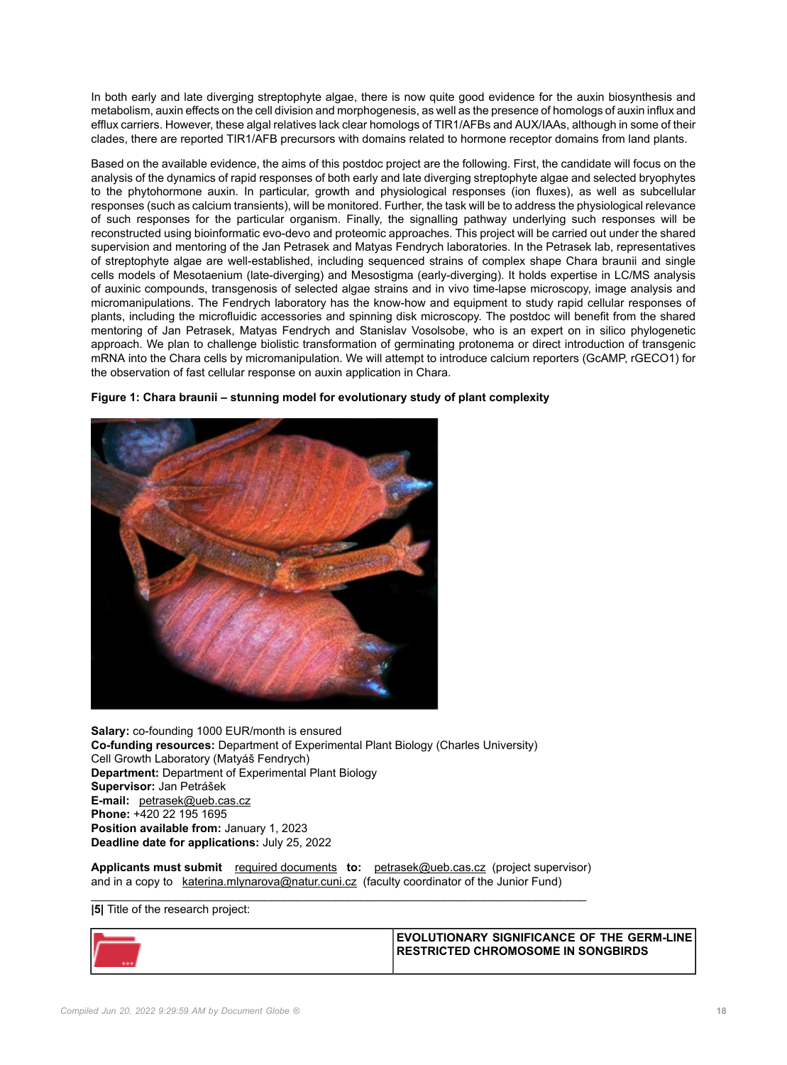In both early and late diverging streptophyte algae, there is now quite good evidence for the auxin biosynthesis and metabolism, auxin effects on the cell division and morphogenesis, as well as the presence of homologs of auxin influx and efflux carriers. However, these algal relatives lack clear homologs of TIR1/AFBs and AUX/IAAs, although in some of their clades, there are reported TIR1/AFB precursors with domains related to hormone receptor domains from land plants.

Based on the available evidence, the aims of this postdoc project are the following. First, the candidate will focus on the analysis of the dynamics of rapid responses of both early and late diverging streptophyte algae and selected bryophytes to the phytohormone auxin. In particular, growth and physiological responses (ion fluxes), as well as subcellular responses (such as calcium transients), will be monitored. Further, the task will be to address the physiological relevance of such responses for the particular organism. Finally, the signalling pathway underlying such responses will be reconstructed using bioinformatic evo-devo and proteomic approaches. This project will be carried out under the shared supervision and mentoring of the Jan Petrasek and Matyas Fendrych laboratories. In the Petrasek lab, representatives of streptophyte algae are well-established, including sequenced strains of complex shape Chara braunii and single cells models of Mesotaenium (late-diverging) and Mesostigma (early-diverging). It holds expertise in LC/MS analysis of auxinic compounds, transgenosis of selected algae strains and in vivo time-lapse microscopy, image analysis and micromanipulations. The Fendrych laboratory has the know-how and equipment to study rapid cellular responses of plants, including the microfluidic accessories and spinning disk microscopy. The postdoc will benefit from the shared mentoring of Jan Petrasek, Matyas Fendrych and Stanislav Vosolsobe, who is an expert on in silico phylogenetic approach. We plan to challenge biolistic transformation of germinating protonema or direct introduction of transgenic mRNA into the Chara cells by micromanipulation. We will attempt to introduce calcium reporters (GcAMP, rGECO1) for the observation of fast cellular response on auxin application in Chara.

**Figure 1: Chara braunii – stunning model for evolutionary study of plant complexity**

**Salary:** co-founding 1000 EUR/month is ensured
**Co-funding resources:** Department of Experimental Plant Biology (Charles University)
Cell Growth Laboratory (Matyáš Fendrych)
**Department:** Department of Experimental Plant Biology
**Supervisor:** Jan Petrášek
**E-mail:** petrasek@ueb.cas.cz
**Phone:** +420 22 195 1695
**Position available from:** January 1, 2023
**Deadline date for applications:** July 25, 2022

**Applicants must submit** required documents **to:** petrasek@ueb.cas.cz (project supervisor)
and in a copy to katerina.mlynarova@natur.cuni.cz (faculty coordinator of the Junior Fund)

**|5|** Title of the research project:

| | **EVOLUTIONARY SIGNIFICANCE OF THE GERM-LINE RESTRICTED CHROMOSOME IN SONGBIRDS** |
|---|---|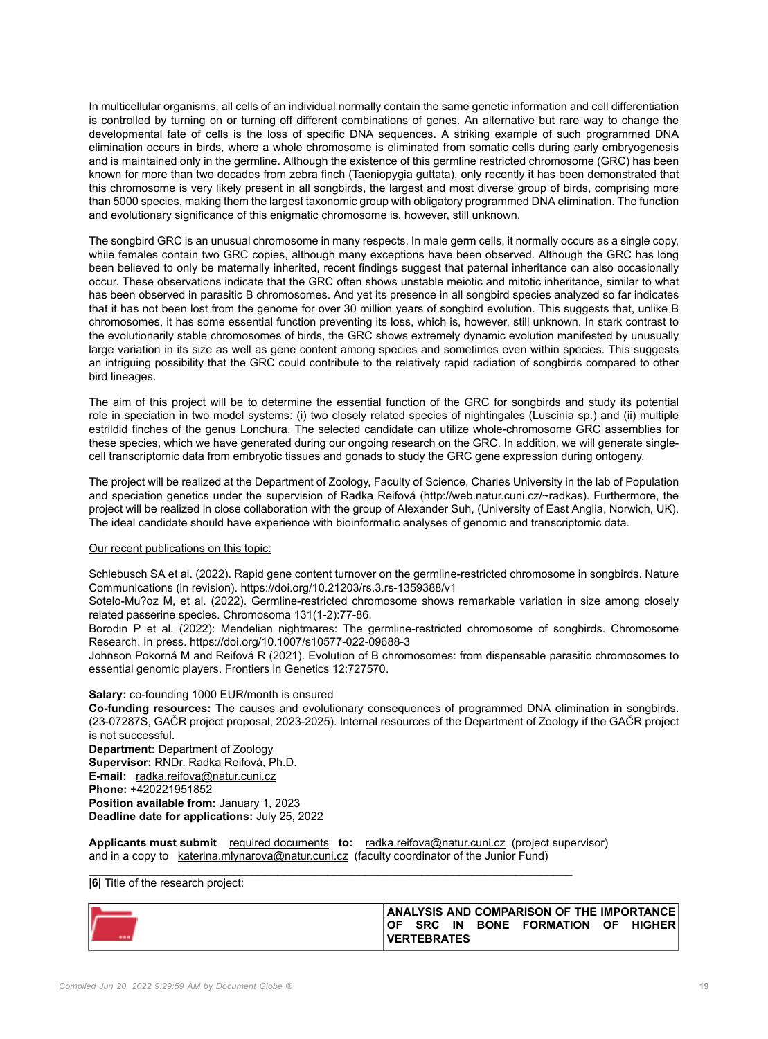In multicellular organisms, all cells of an individual normally contain the same genetic information and cell differentiation is controlled by turning on or turning off different combinations of genes. An alternative but rare way to change the developmental fate of cells is the loss of specific DNA sequences. A striking example of such programmed DNA elimination occurs in birds, where a whole chromosome is eliminated from somatic cells during early embryogenesis and is maintained only in the germline. Although the existence of this germline restricted chromosome (GRC) has been known for more than two decades from zebra finch (Taeniopygia guttata), only recently it has been demonstrated that this chromosome is very likely present in all songbirds, the largest and most diverse group of birds, comprising more than 5000 species, making them the largest taxonomic group with obligatory programmed DNA elimination. The function and evolutionary significance of this enigmatic chromosome is, however, still unknown.

The songbird GRC is an unusual chromosome in many respects. In male germ cells, it normally occurs as a single copy, while females contain two GRC copies, although many exceptions have been observed. Although the GRC has long been believed to only be maternally inherited, recent findings suggest that paternal inheritance can also occasionally occur. These observations indicate that the GRC often shows unstable meiotic and mitotic inheritance, similar to what has been observed in parasitic B chromosomes. And yet its presence in all songbird species analyzed so far indicates that it has not been lost from the genome for over 30 million years of songbird evolution. This suggests that, unlike B chromosomes, it has some essential function preventing its loss, which is, however, still unknown. In stark contrast to the evolutionarily stable chromosomes of birds, the GRC shows extremely dynamic evolution manifested by unusually large variation in its size as well as gene content among species and sometimes even within species. This suggests an intriguing possibility that the GRC could contribute to the relatively rapid radiation of songbirds compared to other bird lineages.

The aim of this project will be to determine the essential function of the GRC for songbirds and study its potential role in speciation in two model systems: (i) two closely related species of nightingales (Luscinia sp.) and (ii) multiple estrildid finches of the genus Lonchura. The selected candidate can utilize whole-chromosome GRC assemblies for these species, which we have generated during our ongoing research on the GRC. In addition, we will generate single-cell transcriptomic data from embryotic tissues and gonads to study the GRC gene expression during ontogeny.

The project will be realized at the Department of Zoology, Faculty of Science, Charles University in the lab of Population and speciation genetics under the supervision of Radka Reifová (http://web.natur.cuni.cz/~radkas). Furthermore, the project will be realized in close collaboration with the group of Alexander Suh, (University of East Anglia, Norwich, UK). The ideal candidate should have experience with bioinformatic analyses of genomic and transcriptomic data.

Our recent publications on this topic:

Schlebusch SA et al. (2022). Rapid gene content turnover on the germline-restricted chromosome in songbirds. Nature Communications (in revision). https://doi.org/10.21203/rs.3.rs-1359388/v1
Sotelo-Mu?oz M, et al. (2022). Germline-restricted chromosome shows remarkable variation in size among closely related passerine species. Chromosoma 131(1-2):77-86.
Borodin P et al. (2022): Mendelian nightmares: The germline-restricted chromosome of songbirds. Chromosome Research. In press. https://doi.org/10.1007/s10577-022-09688-3
Johnson Pokorná M and Reifová R (2021). Evolution of B chromosomes: from dispensable parasitic chromosomes to essential genomic players. Frontiers in Genetics 12:727570.

**Salary:** co-founding 1000 EUR/month is ensured
**Co-funding resources:** The causes and evolutionary consequences of programmed DNA elimination in songbirds. (23-07287S, GAČR project proposal, 2023-2025). Internal resources of the Department of Zoology if the GAČR project is not successful.
**Department:** Department of Zoology
**Supervisor:** RNDr. Radka Reifová, Ph.D.
**E-mail:** radka.reifova@natur.cuni.cz
**Phone:** +420221951852
**Position available from:** January 1, 2023
**Deadline date for applications:** July 25, 2022

**Applicants must submit** required documents **to:** radka.reifova@natur.cuni.cz (project supervisor) and in a copy to katerina.mlynarova@natur.cuni.cz (faculty coordinator of the Junior Fund)

**|6|** Title of the research project:

| | **ANALYSIS AND COMPARISON OF THE IMPORTANCE OF SRC IN BONE FORMATION OF HIGHER VERTEBRATES** |
|---|---|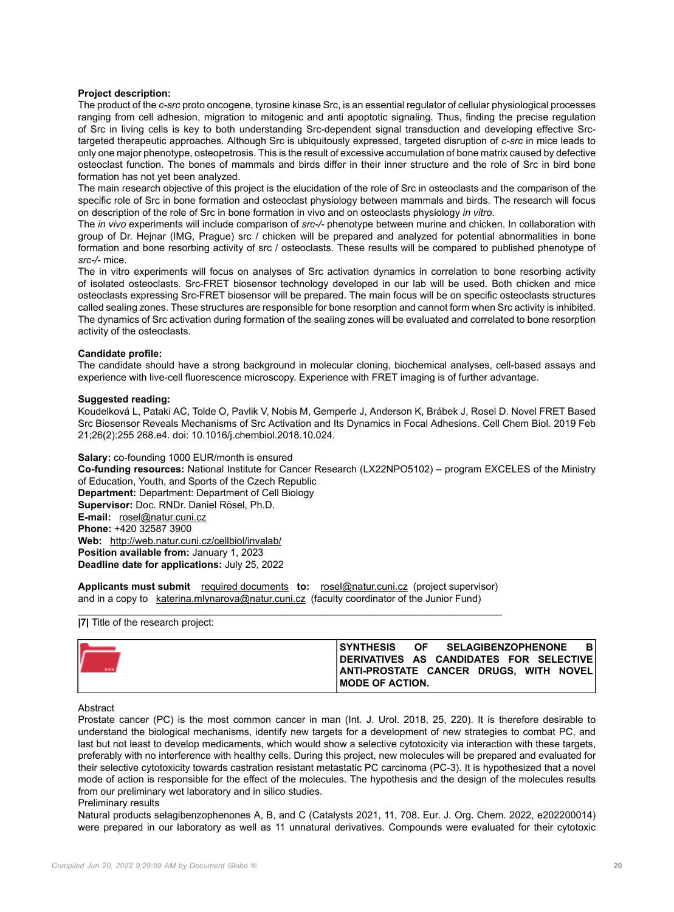**Project description:**

The product of the *c-src* proto oncogene, tyrosine kinase Src, is an essential regulator of cellular physiological processes ranging from cell adhesion, migration to mitogenic and anti apoptotic signaling. Thus, finding the precise regulation of Src in living cells is key to both understanding Src-dependent signal transduction and developing effective Src-targeted therapeutic approaches. Although Src is ubiquitously expressed, targeted disruption of *c-src* in mice leads to only one major phenotype, osteopetrosis. This is the result of excessive accumulation of bone matrix caused by defective osteoclast function. The bones of mammals and birds differ in their inner structure and the role of Src in bird bone formation has not yet been analyzed.

The main research objective of this project is the elucidation of the role of Src in osteoclasts and the comparison of the specific role of Src in bone formation and osteoclast physiology between mammals and birds. The research will focus on description of the role of Src in bone formation in vivo and on osteoclasts physiology *in vitro*.

The *in vivo* experiments will include comparison of *src-/-* phenotype between murine and chicken. In collaboration with group of Dr. Hejnar (IMG, Prague) src / chicken will be prepared and analyzed for potential abnormalities in bone formation and bone resorbing activity of src / osteoclasts. These results will be compared to published phenotype of *src-/-* mice.

The in vitro experiments will focus on analyses of Src activation dynamics in correlation to bone resorbing activity of isolated osteoclasts. Src-FRET biosensor technology developed in our lab will be used. Both chicken and mice osteoclasts expressing Src-FRET biosensor will be prepared. The main focus will be on specific osteoclasts structures called sealing zones. These structures are responsible for bone resorption and cannot form when Src activity is inhibited. The dynamics of Src activation during formation of the sealing zones will be evaluated and correlated to bone resorption activity of the osteoclasts.

**Candidate profile:**

The candidate should have a strong background in molecular cloning, biochemical analyses, cell-based assays and experience with live-cell fluorescence microscopy. Experience with FRET imaging is of further advantage.

**Suggested reading:**

Koudelková L, Pataki AC, Tolde O, Pavlik V, Nobis M, Gemperle J, Anderson K, Brábek J, Rosel D. Novel FRET Based Src Biosensor Reveals Mechanisms of Src Activation and Its Dynamics in Focal Adhesions. Cell Chem Biol. 2019 Feb 21;26(2):255 268.e4. doi: 10.1016/j.chembiol.2018.10.024.

**Salary:** co-founding 1000 EUR/month is ensured
**Co-funding resources:** National Institute for Cancer Research (LX22NPO5102) – program EXCELES of the Ministry of Education, Youth, and Sports of the Czech Republic
**Department:** Department: Department of Cell Biology
**Supervisor:** Doc. RNDr. Daniel Rösel, Ph.D.
**E-mail:** rosel@natur.cuni.cz
**Phone:** +420 32587 3900
**Web:** http://web.natur.cuni.cz/cellbiol/invalab/
**Position available from:** January 1, 2023
**Deadline date for applications:** July 25, 2022

**Applicants must submit** required documents **to:** rosel@natur.cuni.cz (project supervisor) and in a copy to katerina.mlynarova@natur.cuni.cz (faculty coordinator of the Junior Fund)

---

**|7|** Title of the research project:

**SYNTHESIS OF SELAGIBENZOPHENONE B DERIVATIVES AS CANDIDATES FOR SELECTIVE ANTI-PROSTATE CANCER DRUGS, WITH NOVEL MODE OF ACTION.**

Abstract

Prostate cancer (PC) is the most common cancer in man (Int. J. Urol. 2018, 25, 220). It is therefore desirable to understand the biological mechanisms, identify new targets for a development of new strategies to combat PC, and last but not least to develop medicaments, which would show a selective cytotoxicity via interaction with these targets, preferably with no interference with healthy cells. During this project, new molecules will be prepared and evaluated for their selective cytotoxicity towards castration resistant metastatic PC carcinoma (PC-3). It is hypothesized that a novel mode of action is responsible for the effect of the molecules. The hypothesis and the design of the molecules results from our preliminary wet laboratory and in silico studies.

Preliminary results

Natural products selagibenzophenones A, B, and C (Catalysts 2021, 11, 708. Eur. J. Org. Chem. 2022, e202200014) were prepared in our laboratory as well as 11 unnatural derivatives. Compounds were evaluated for their cytotoxic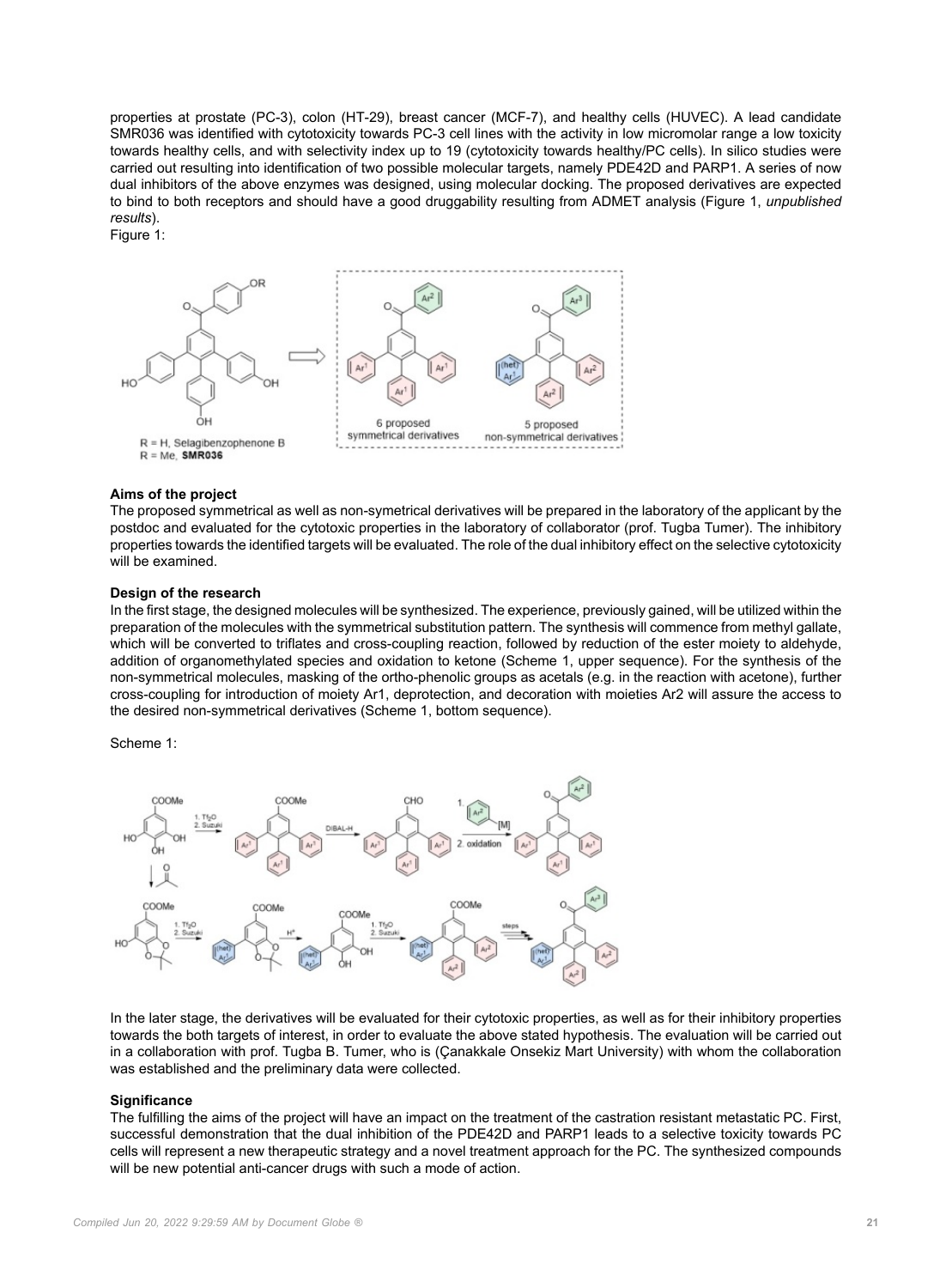properties at prostate (PC-3), colon (HT-29), breast cancer (MCF-7), and healthy cells (HUVEC). A lead candidate SMR036 was identified with cytotoxicity towards PC-3 cell lines with the activity in low micromolar range a low toxicity towards healthy cells, and with selectivity index up to 19 (cytotoxicity towards healthy/PC cells). In silico studies were carried out resulting into identification of two possible molecular targets, namely PDE42D and PARP1. A series of now dual inhibitors of the above enzymes was designed, using molecular docking. The proposed derivatives are expected to bind to both receptors and should have a good druggability resulting from ADMET analysis (Figure 1, *unpublished results*).

Figure 1:

R = H, Selagibenzophenone B
R = Me, **SMR036**

6 proposed symmetrical derivatives

5 proposed non-symmetrical derivatives

**Aims of the project**

The proposed symmetrical as well as non-symetrical derivatives will be prepared in the laboratory of the applicant by the postdoc and evaluated for the cytotoxic properties in the laboratory of collaborator (prof. Tugba Tumer). The inhibitory properties towards the identified targets will be evaluated. The role of the dual inhibitory effect on the selective cytotoxicity will be examined.

**Design of the research**

In the first stage, the designed molecules will be synthesized. The experience, previously gained, will be utilized within the preparation of the molecules with the symmetrical substitution pattern. The synthesis will commence from methyl gallate, which will be converted to triflates and cross-coupling reaction, followed by reduction of the ester moiety to aldehyde, addition of organomethylated species and oxidation to ketone (Scheme 1, upper sequence). For the synthesis of the non-symmetrical molecules, masking of the ortho-phenolic groups as acetals (e.g. in the reaction with acetone), further cross-coupling for introduction of moiety Ar1, deprotection, and decoration with moieties Ar2 will assure the access to the desired non-symmetrical derivatives (Scheme 1, bottom sequence).

Scheme 1:

In the later stage, the derivatives will be evaluated for their cytotoxic properties, as well as for their inhibitory properties towards the both targets of interest, in order to evaluate the above stated hypothesis. The evaluation will be carried out in a collaboration with prof. Tugba B. Tumer, who is (Çanakkale Onsekiz Mart University) with whom the collaboration was established and the preliminary data were collected.

**Significance**

The fulfilling the aims of the project will have an impact on the treatment of the castration resistant metastatic PC. First, successful demonstration that the dual inhibition of the PDE42D and PARP1 leads to a selective toxicity towards PC cells will represent a new therapeutic strategy and a novel treatment approach for the PC. The synthesized compounds will be new potential anti-cancer drugs with such a mode of action.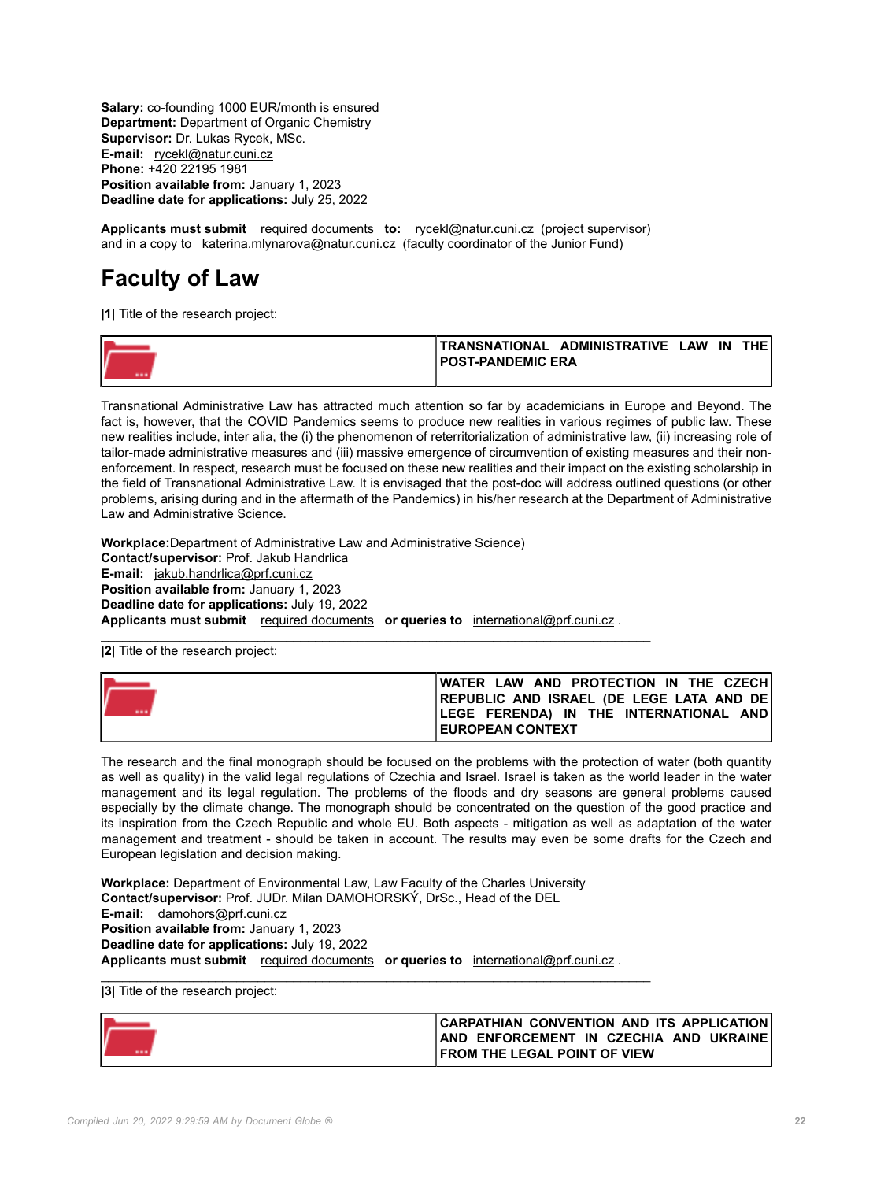**Salary:** co-founding 1000 EUR/month is ensured
**Department:** Department of Organic Chemistry
**Supervisor:** Dr. Lukas Rycek, MSc.
**E-mail:** rycekl@natur.cuni.cz
**Phone:** +420 22195 1981
**Position available from:** January 1, 2023
**Deadline date for applications:** July 25, 2022

**Applicants must submit** required documents **to:** rycekl@natur.cuni.cz (project supervisor) and in a copy to katerina.mlynarova@natur.cuni.cz (faculty coordinator of the Junior Fund)

# Faculty of Law

**|1|** Title of the research project:

**TRANSNATIONAL ADMINISTRATIVE LAW IN THE POST-PANDEMIC ERA**

Transnational Administrative Law has attracted much attention so far by academicians in Europe and Beyond. The fact is, however, that the COVID Pandemics seems to produce new realities in various regimes of public law. These new realities include, inter alia, the (i) the phenomenon of reterritorialization of administrative law, (ii) increasing role of tailor-made administrative measures and (iii) massive emergence of circumvention of existing measures and their non-enforcement. In respect, research must be focused on these new realities and their impact on the existing scholarship in the field of Transnational Administrative Law. It is envisaged that the post-doc will address outlined questions (or other problems, arising during and in the aftermath of the Pandemics) in his/her research at the Department of Administrative Law and Administrative Science.

**Workplace:**Department of Administrative Law and Administrative Science)
**Contact/supervisor:** Prof. Jakub Handrlica
**E-mail:** jakub.handrlica@prf.cuni.cz
**Position available from:** January 1, 2023
**Deadline date for applications:** July 19, 2022
**Applicants must submit** required documents **or queries to** international@prf.cuni.cz .

---

**|2|** Title of the research project:

**WATER LAW AND PROTECTION IN THE CZECH REPUBLIC AND ISRAEL (DE LEGE LATA AND DE LEGE FERENDA) IN THE INTERNATIONAL AND EUROPEAN CONTEXT**

The research and the final monograph should be focused on the problems with the protection of water (both quantity as well as quality) in the valid legal regulations of Czechia and Israel. Israel is taken as the world leader in the water management and its legal regulation. The problems of the floods and dry seasons are general problems caused especially by the climate change. The monograph should be concentrated on the question of the good practice and its inspiration from the Czech Republic and whole EU. Both aspects - mitigation as well as adaptation of the water management and treatment - should be taken in account. The results may even be some drafts for the Czech and European legislation and decision making.

**Workplace:** Department of Environmental Law, Law Faculty of the Charles University
**Contact/supervisor:** Prof. JUDr. Milan DAMOHORSKÝ, DrSc., Head of the DEL
**E-mail:** damohors@prf.cuni.cz
**Position available from:** January 1, 2023
**Deadline date for applications:** July 19, 2022
**Applicants must submit** required documents **or queries to** international@prf.cuni.cz .

---

**|3|** Title of the research project:

**CARPATHIAN CONVENTION AND ITS APPLICATION AND ENFORCEMENT IN CZECHIA AND UKRAINE FROM THE LEGAL POINT OF VIEW**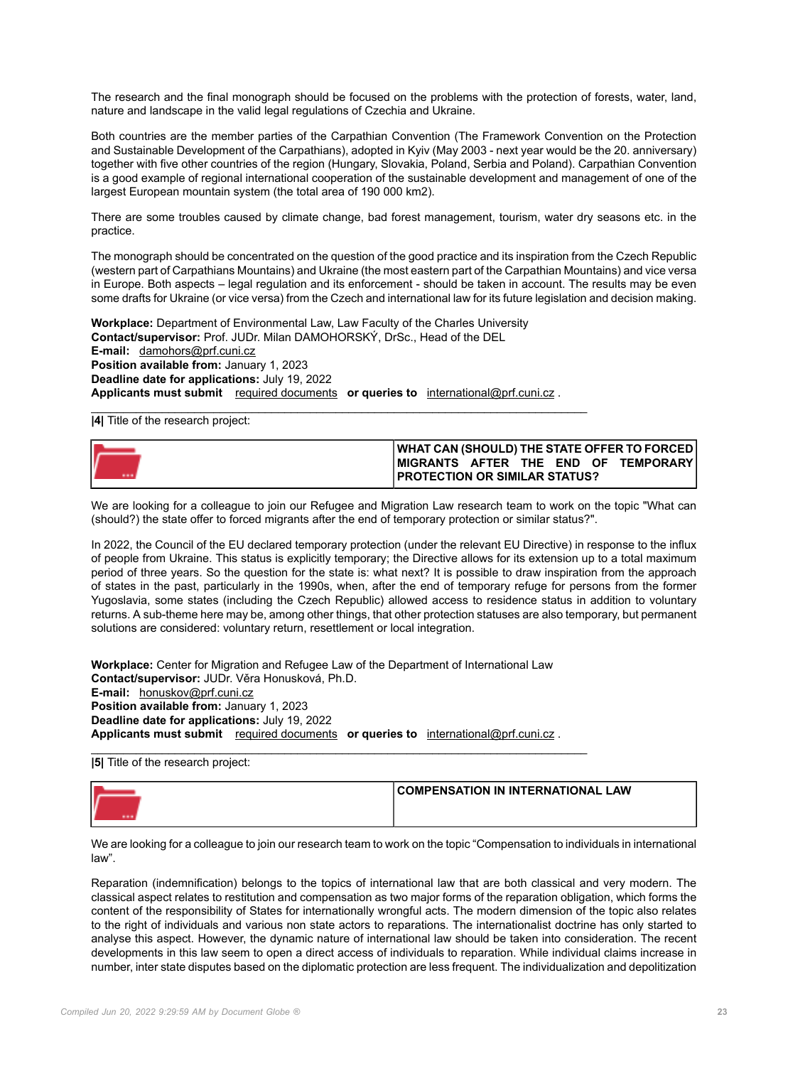The research and the final monograph should be focused on the problems with the protection of forests, water, land, nature and landscape in the valid legal regulations of Czechia and Ukraine.

Both countries are the member parties of the Carpathian Convention (The Framework Convention on the Protection and Sustainable Development of the Carpathians), adopted in Kyiv (May 2003 - next year would be the 20. anniversary) together with five other countries of the region (Hungary, Slovakia, Poland, Serbia and Poland). Carpathian Convention is a good example of regional international cooperation of the sustainable development and management of one of the largest European mountain system (the total area of 190 000 km2).

There are some troubles caused by climate change, bad forest management, tourism, water dry seasons etc. in the practice.

The monograph should be concentrated on the question of the good practice and its inspiration from the Czech Republic (western part of Carpathians Mountains) and Ukraine (the most eastern part of the Carpathian Mountains) and vice versa in Europe. Both aspects – legal regulation and its enforcement - should be taken in account. The results may be even some drafts for Ukraine (or vice versa) from the Czech and international law for its future legislation and decision making.

**Workplace:** Department of Environmental Law, Law Faculty of the Charles University
**Contact/supervisor:** Prof. JUDr. Milan DAMOHORSKÝ, DrSc., Head of the DEL
**E-mail:** damohors@prf.cuni.cz
**Position available from:** January 1, 2023
**Deadline date for applications:** July 19, 2022
**Applicants must submit** required documents **or queries to** international@prf.cuni.cz .

---

**|4|** Title of the research project:

| | **WHAT CAN (SHOULD) THE STATE OFFER TO FORCED MIGRANTS AFTER THE END OF TEMPORARY PROTECTION OR SIMILAR STATUS?** |
|---|---|

We are looking for a colleague to join our Refugee and Migration Law research team to work on the topic "What can (should?) the state offer to forced migrants after the end of temporary protection or similar status?".

In 2022, the Council of the EU declared temporary protection (under the relevant EU Directive) in response to the influx of people from Ukraine. This status is explicitly temporary; the Directive allows for its extension up to a total maximum period of three years. So the question for the state is: what next? It is possible to draw inspiration from the approach of states in the past, particularly in the 1990s, when, after the end of temporary refuge for persons from the former Yugoslavia, some states (including the Czech Republic) allowed access to residence status in addition to voluntary returns. A sub-theme here may be, among other things, that other protection statuses are also temporary, but permanent solutions are considered: voluntary return, resettlement or local integration.

**Workplace:** Center for Migration and Refugee Law of the Department of International Law
**Contact/supervisor:** JUDr. Věra Honusková, Ph.D.
**E-mail:** honuskov@prf.cuni.cz
**Position available from:** January 1, 2023
**Deadline date for applications:** July 19, 2022
**Applicants must submit** required documents **or queries to** international@prf.cuni.cz .

---

**|5|** Title of the research project:

| | **COMPENSATION IN INTERNATIONAL LAW** |
|---|---|

We are looking for a colleague to join our research team to work on the topic "Compensation to individuals in international law".

Reparation (indemnification) belongs to the topics of international law that are both classical and very modern. The classical aspect relates to restitution and compensation as two major forms of the reparation obligation, which forms the content of the responsibility of States for internationally wrongful acts. The modern dimension of the topic also relates to the right of individuals and various non state actors to reparations. The internationalist doctrine has only started to analyse this aspect. However, the dynamic nature of international law should be taken into consideration. The recent developments in this law seem to open a direct access of individuals to reparation. While individual claims increase in number, inter state disputes based on the diplomatic protection are less frequent. The individualization and depolitization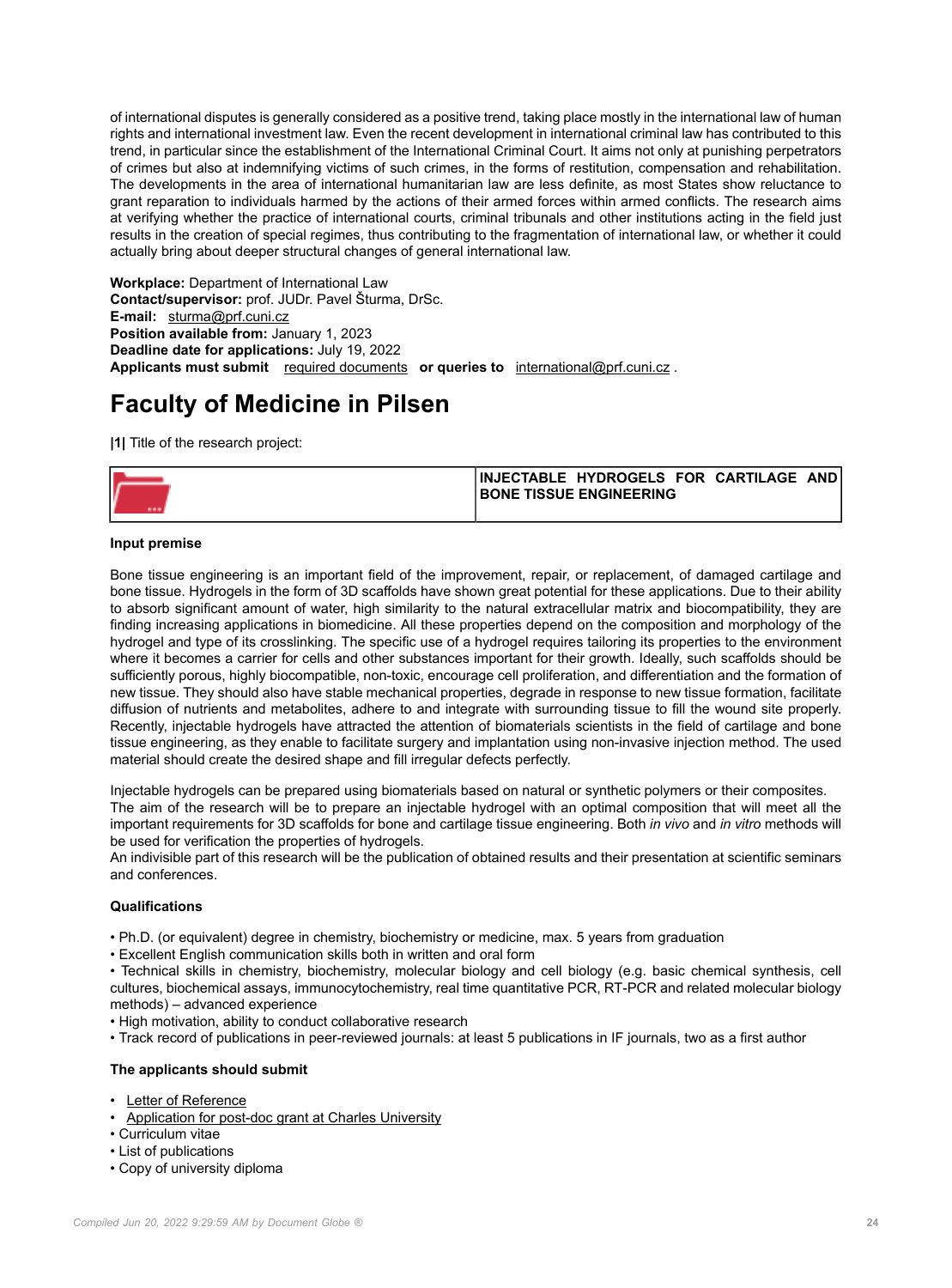of international disputes is generally considered as a positive trend, taking place mostly in the international law of human rights and international investment law. Even the recent development in international criminal law has contributed to this trend, in particular since the establishment of the International Criminal Court. It aims not only at punishing perpetrators of crimes but also at indemnifying victims of such crimes, in the forms of restitution, compensation and rehabilitation. The developments in the area of international humanitarian law are less definite, as most States show reluctance to grant reparation to individuals harmed by the actions of their armed forces within armed conflicts. The research aims at verifying whether the practice of international courts, criminal tribunals and other institutions acting in the field just results in the creation of special regimes, thus contributing to the fragmentation of international law, or whether it could actually bring about deeper structural changes of general international law.

**Workplace:** Department of International Law
**Contact/supervisor:** prof. JUDr. Pavel Šturma, DrSc.
**E-mail:** sturma@prf.cuni.cz
**Position available from:** January 1, 2023
**Deadline date for applications:** July 19, 2022
**Applicants must submit** required documents **or queries to** international@prf.cuni.cz .

# Faculty of Medicine in Pilsen

**|1|** Title of the research project:

| | **INJECTABLE HYDROGELS FOR CARTILAGE AND BONE TISSUE ENGINEERING** |
|---|---|

**Input premise**

Bone tissue engineering is an important field of the improvement, repair, or replacement, of damaged cartilage and bone tissue. Hydrogels in the form of 3D scaffolds have shown great potential for these applications. Due to their ability to absorb significant amount of water, high similarity to the natural extracellular matrix and biocompatibility, they are finding increasing applications in biomedicine. All these properties depend on the composition and morphology of the hydrogel and type of its crosslinking. The specific use of a hydrogel requires tailoring its properties to the environment where it becomes a carrier for cells and other substances important for their growth. Ideally, such scaffolds should be sufficiently porous, highly biocompatible, non-toxic, encourage cell proliferation, and differentiation and the formation of new tissue. They should also have stable mechanical properties, degrade in response to new tissue formation, facilitate diffusion of nutrients and metabolites, adhere to and integrate with surrounding tissue to fill the wound site properly. Recently, injectable hydrogels have attracted the attention of biomaterials scientists in the field of cartilage and bone tissue engineering, as they enable to facilitate surgery and implantation using non-invasive injection method. The used material should create the desired shape and fill irregular defects perfectly.

Injectable hydrogels can be prepared using biomaterials based on natural or synthetic polymers or their composites.
The aim of the research will be to prepare an injectable hydrogel with an optimal composition that will meet all the important requirements for 3D scaffolds for bone and cartilage tissue engineering. Both *in vivo* and *in vitro* methods will be used for verification the properties of hydrogels.
An indivisible part of this research will be the publication of obtained results and their presentation at scientific seminars and conferences.

**Qualifications**

- Ph.D. (or equivalent) degree in chemistry, biochemistry or medicine, max. 5 years from graduation
- Excellent English communication skills both in written and oral form
- Technical skills in chemistry, biochemistry, molecular biology and cell biology (e.g. basic chemical synthesis, cell cultures, biochemical assays, immunocytochemistry, real time quantitative PCR, RT-PCR and related molecular biology methods) – advanced experience
- High motivation, ability to conduct collaborative research
- Track record of publications in peer-reviewed journals: at least 5 publications in IF journals, two as a first author

**The applicants should submit**

- Letter of Reference
- Application for post-doc grant at Charles University
- Curriculum vitae
- List of publications
- Copy of university diploma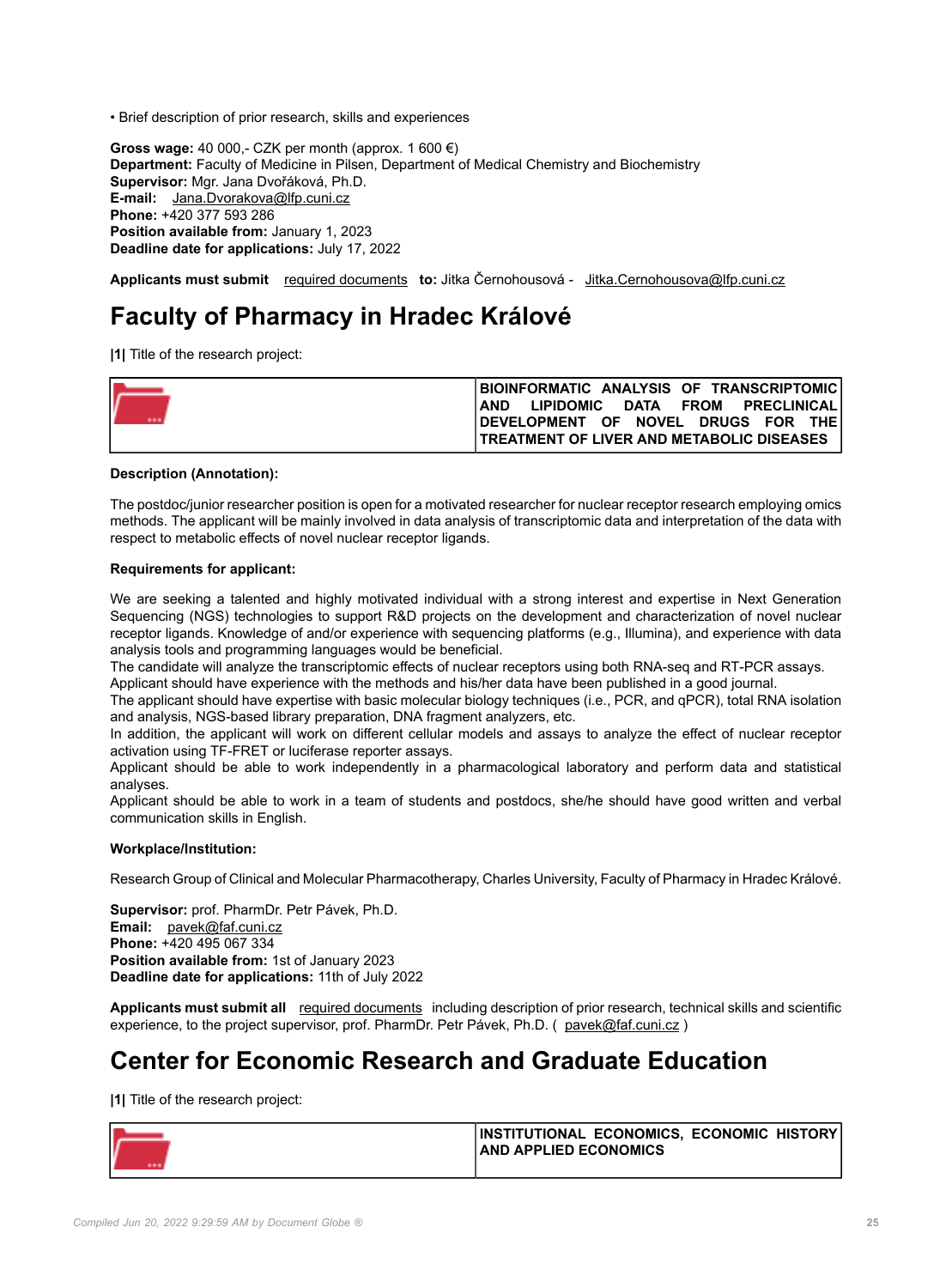• Brief description of prior research, skills and experiences

**Gross wage:** 40 000,- CZK per month (approx. 1 600 €)
**Department:** Faculty of Medicine in Pilsen, Department of Medical Chemistry and Biochemistry
**Supervisor:** Mgr. Jana Dvořáková, Ph.D.
**E-mail:** Jana.Dvorakova@lfp.cuni.cz
**Phone:** +420 377 593 286
**Position available from:** January 1, 2023
**Deadline date for applications:** July 17, 2022

**Applicants must submit** required documents **to:** Jitka Černohousová - Jitka.Cernohousova@lfp.cuni.cz

# Faculty of Pharmacy in Hradec Králové

**|1|** Title of the research project:

| | BIOINFORMATIC ANALYSIS OF TRANSCRIPTOMIC AND LIPIDOMIC DATA FROM PRECLINICAL DEVELOPMENT OF NOVEL DRUGS FOR THE TREATMENT OF LIVER AND METABOLIC DISEASES |
|---|---|

**Description (Annotation):**

The postdoc/junior researcher position is open for a motivated researcher for nuclear receptor research employing omics methods. The applicant will be mainly involved in data analysis of transcriptomic data and interpretation of the data with respect to metabolic effects of novel nuclear receptor ligands.

**Requirements for applicant:**

We are seeking a talented and highly motivated individual with a strong interest and expertise in Next Generation Sequencing (NGS) technologies to support R&D projects on the development and characterization of novel nuclear receptor ligands. Knowledge of and/or experience with sequencing platforms (e.g., Illumina), and experience with data analysis tools and programming languages would be beneficial.
The candidate will analyze the transcriptomic effects of nuclear receptors using both RNA-seq and RT-PCR assays. Applicant should have experience with the methods and his/her data have been published in a good journal.
The applicant should have expertise with basic molecular biology techniques (i.e., PCR, and qPCR), total RNA isolation and analysis, NGS-based library preparation, DNA fragment analyzers, etc.
In addition, the applicant will work on different cellular models and assays to analyze the effect of nuclear receptor activation using TF-FRET or luciferase reporter assays.
Applicant should be able to work independently in a pharmacological laboratory and perform data and statistical analyses.
Applicant should be able to work in a team of students and postdocs, she/he should have good written and verbal communication skills in English.

**Workplace/Institution:**

Research Group of Clinical and Molecular Pharmacotherapy, Charles University, Faculty of Pharmacy in Hradec Králové.

**Supervisor:** prof. PharmDr. Petr Pávek, Ph.D.
**Email:** pavek@faf.cuni.cz
**Phone:** +420 495 067 334
**Position available from:** 1st of January 2023
**Deadline date for applications:** 11th of July 2022

**Applicants must submit all** required documents including description of prior research, technical skills and scientific experience, to the project supervisor, prof. PharmDr. Petr Pávek, Ph.D. ( pavek@faf.cuni.cz )

# Center for Economic Research and Graduate Education

**|1|** Title of the research project:

| | INSTITUTIONAL ECONOMICS, ECONOMIC HISTORY AND APPLIED ECONOMICS |
|---|---|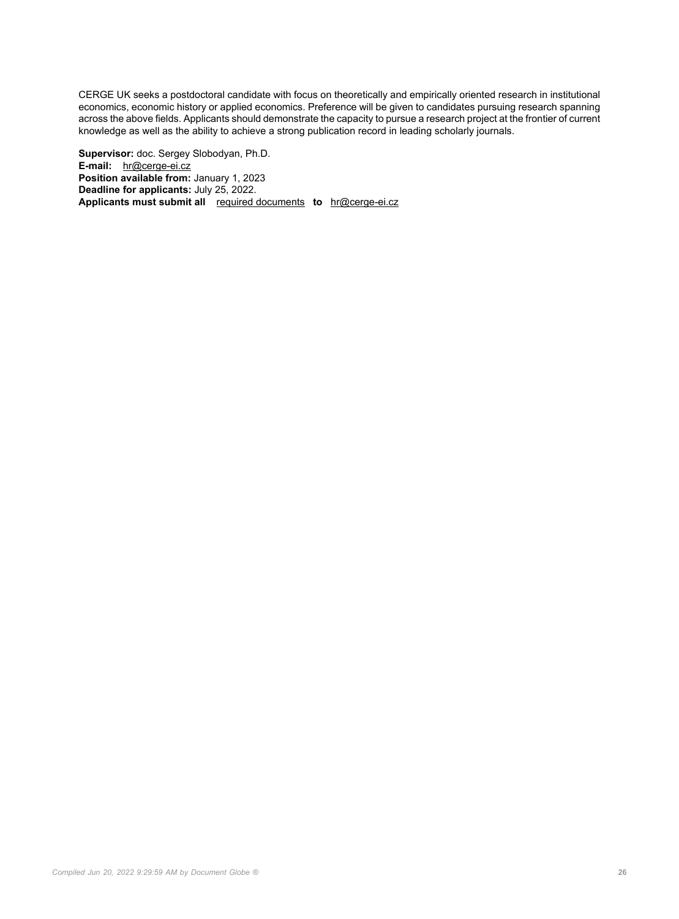CERGE UK seeks a postdoctoral candidate with focus on theoretically and empirically oriented research in institutional economics, economic history or applied economics. Preference will be given to candidates pursuing research spanning across the above fields. Applicants should demonstrate the capacity to pursue a research project at the frontier of current knowledge as well as the ability to achieve a strong publication record in leading scholarly journals.

**Supervisor:** doc. Sergey Slobodyan, Ph.D.
**E-mail:** hr@cerge-ei.cz
**Position available from:** January 1, 2023
**Deadline for applicants:** July 25, 2022.
**Applicants must submit all** required documents **to** hr@cerge-ei.cz